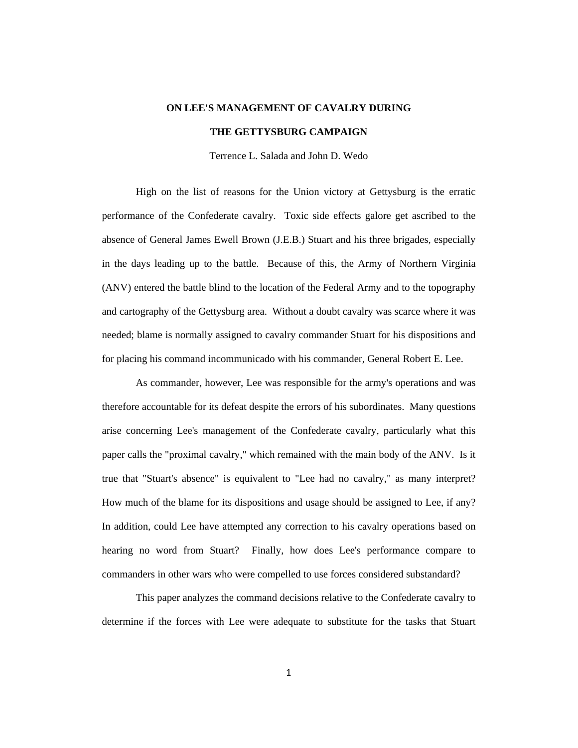# ON LEE'S MANAGEMENT OF CAVALRY DURING THE GETTYSBURG CAMPAIGN

Terrence L. Salada and John D. Wedo

High on the list of reasons for the Union victory at Gettysburg is the erratic performance of the Confederate cavalry. Toxic side effects galore get ascribed to the absence of General James Ewell Brown (J.E.B.) Stuart and his three brigades, especially in the days leading up to the battle. Because of this, the Army of Northern Virginia (ANV) entered the battle blind to the location of the Federal Army and to the topography and cartography of the Gettysburg area. Without a doubt cavalry was scarce where it was needed; blame is normally assigned to cavalry commander Stuart for his dispositions and for placing his command incommunicado with his commander, General Robert E. Lee.

As commander, however, Lee was responsible for the army's operations and was therefore accountable for its defeat despite the errors of his subordinates. Many questions arise concerning Lee's management of the Confederate cavalry, particularly what this paper calls the "proximal cavalry," which remained with the main body of the ANV. Is it true that "Stuart's absence" is equivalent to "Lee had no cavalry," as many interpret? How much of the blame for its dispositions and usage should be assigned to Lee, if any? In addition, could Lee have attempted any correction to his cavalry operations based on hearing no word from Stuart? Finally, how does Lee's performance compare to commanders in other wars who were compelled to use forces considered substandard?

This paper analyzes the command decisions relative to the Confederate cavalry to determine if the forces with Lee were adequate to substitute for the tasks that Stuart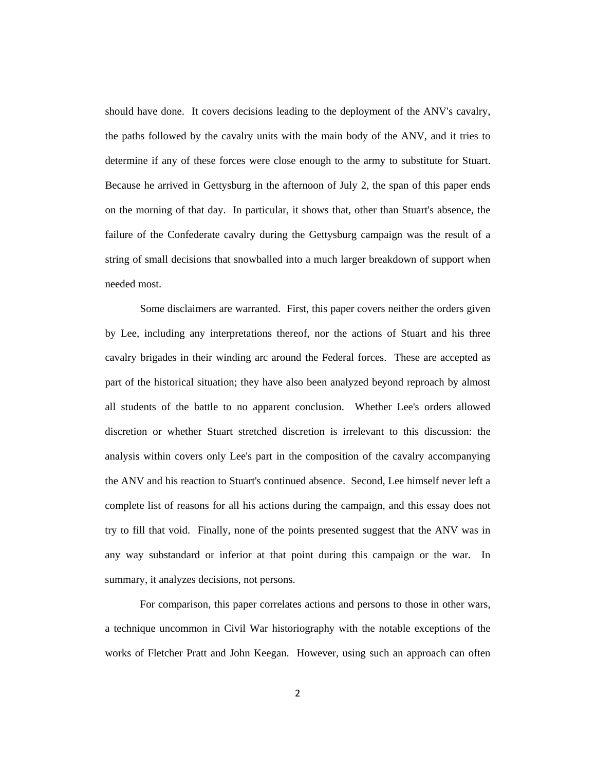should have done. It covers decisions leading to the deployment of the ANV's cavalry, the paths followed by the cavalry units with the main body of the ANV, and it tries to determine if any of these forces were close enough to the army to substitute for Stuart. Because he arrived in Gettysburg in the afternoon of July 2, the span of this paper ends on the morning of that day. In particular, it shows that, other than Stuart's absence, the failure of the Confederate cavalry during the Gettysburg campaign was the result of a string of small decisions that snowballed into a much larger breakdown of support when needed most.

Some disclaimers are warranted. First, this paper covers neither the orders given by Lee, including any interpretations thereof, nor the actions of Stuart and his three cavalry brigades in their winding arc around the Federal forces. These are accepted as part of the historical situation; they have also been analyzed beyond reproach by almost all students of the battle to no apparent conclusion. Whether Lee's orders allowed discretion or whether Stuart stretched discretion is irrelevant to this discussion: the analysis within covers only Lee's part in the composition of the cavalry accompanying the ANV and his reaction to Stuart's continued absence. Second, Lee himself never left a complete list of reasons for all his actions during the campaign, and this essay does not try to fill that void. Finally, none of the points presented suggest that the ANV was in any way substandard or inferior at that point during this campaign or the war. In summary, it analyzes decisions, not persons.

For comparison, this paper correlates actions and persons to those in other wars, a technique uncommon in Civil War historiography with the notable exceptions of the works of Fletcher Pratt and John Keegan. However, using such an approach can often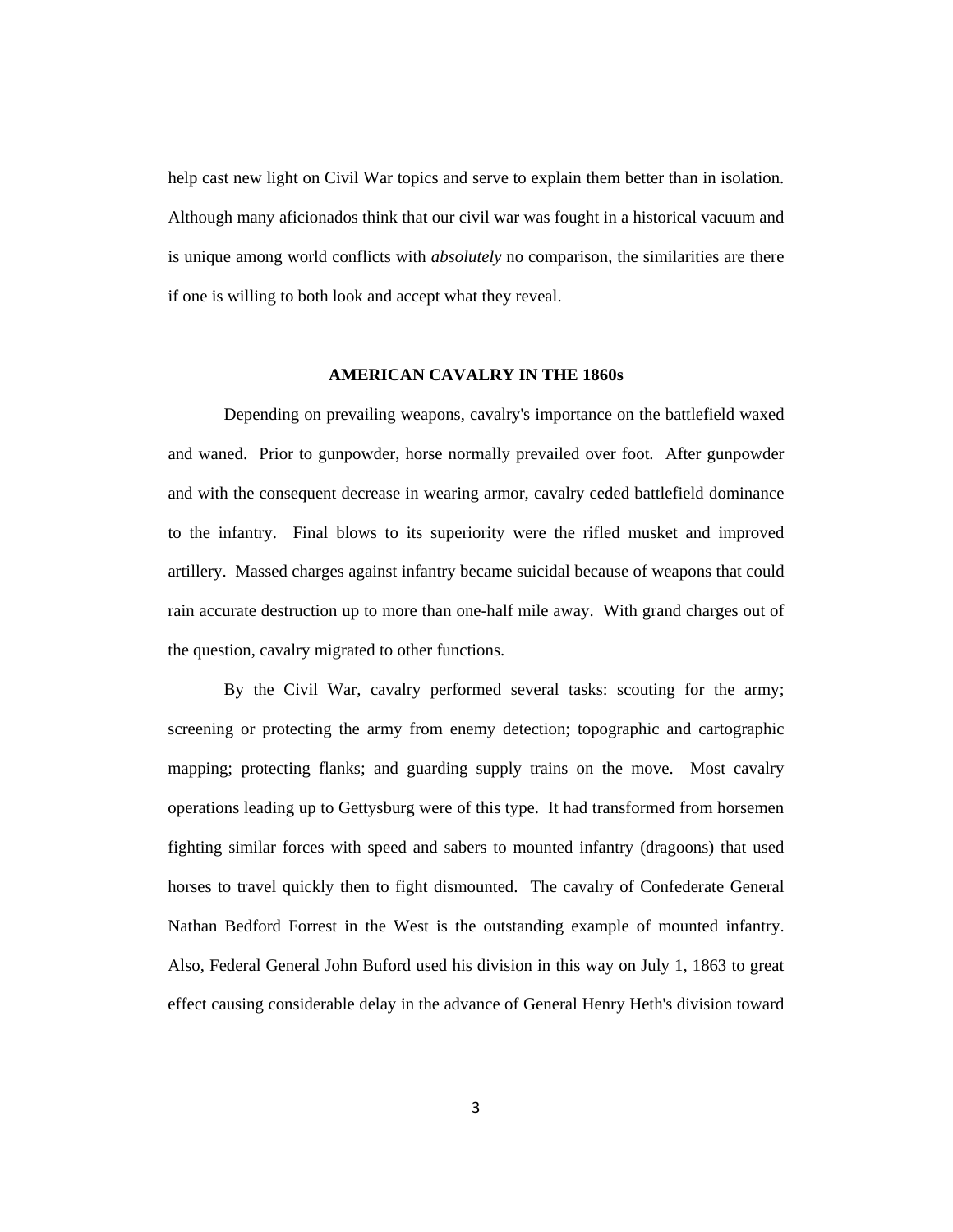help cast new light on Civil War topics and serve to explain them better than in isolation. Although many aficionados think that our civil war was fought in a historical vacuum and is unique among world conflicts with *absolutely* no comparison, the similarities are there if one is willing to both look and accept what they reveal.

## AMERICAN CAVALRY IN THE 1860s

Depending on prevailing weapons, cavalry's importance on the battlefield waxed and waned. Prior to gunpowder, horse normally prevailed over foot. After gunpowder and with the consequent decrease in wearing armor, cavalry ceded battlefield dominance to the infantry. Final blows to its superiority were the rifled musket and improved artillery. Massed charges against infantry became suicidal because of weapons that could rain accurate destruction up to more than one-half mile away. With grand charges out of the question, cavalry migrated to other functions.

By the Civil War, cavalry performed several tasks: scouting for the army; screening or protecting the army from enemy detection; topographic and cartographic mapping; protecting flanks; and guarding supply trains on the move. Most cavalry operations leading up to Gettysburg were of this type. It had transformed from horsemen fighting similar forces with speed and sabers to mounted infantry (dragoons) that used horses to travel quickly then to fight dismounted. The cavalry of Confederate General Nathan Bedford Forrest in the West is the outstanding example of mounted infantry. Also, Federal General John Buford used his division in this way on July 1, 1863 to great effect causing considerable delay in the advance of General Henry Heth's division toward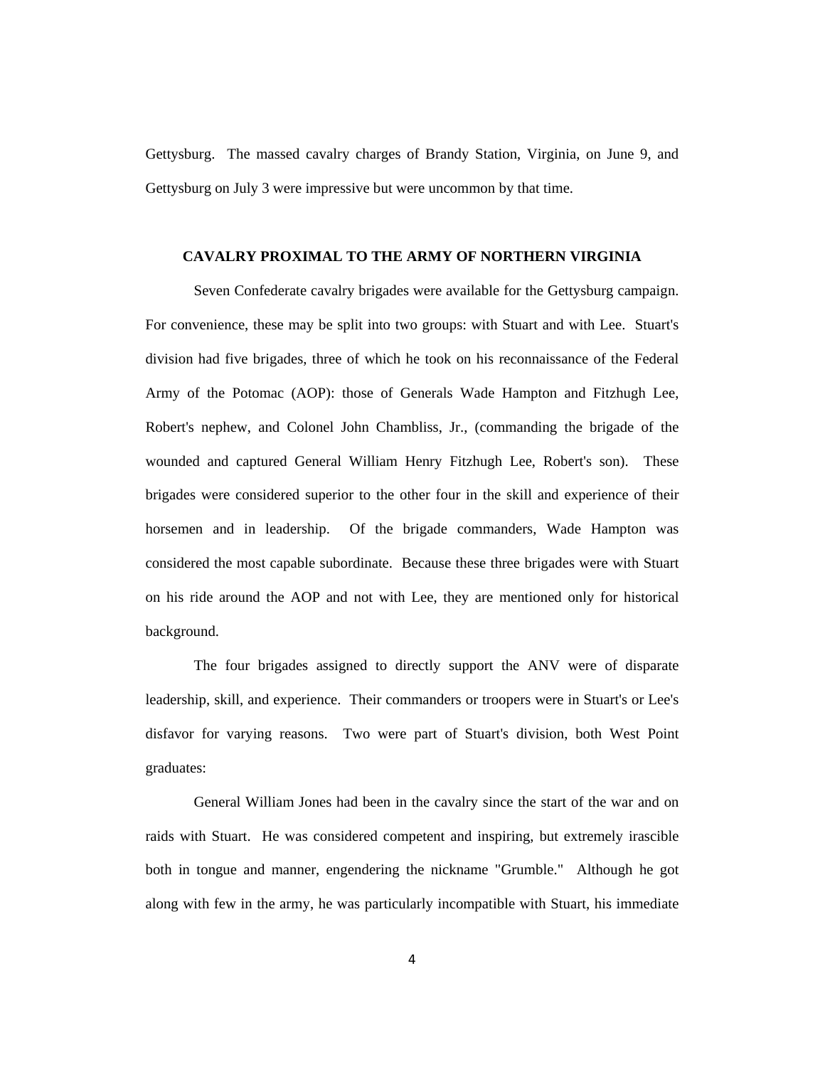Gettysburg. The massed cavalry charges of Brandy Station, Virginia, on June 9, and Gettysburg on July 3 were impressive but were uncommon by that time.

## CAVALRY PROXIMAL TO THE ARMY OF NORTHERN VIRGINIA

Seven Confederate cavalry brigades were available for the Gettysburg campaign. For convenience, these may be split into two groups: with Stuart and with Lee. Stuart's division had five brigades, three of which he took on his reconnaissance of the Federal Army of the Potomac (AOP): those of Generals Wade Hampton and Fitzhugh Lee, Robert's nephew, and Colonel John Chambliss, Jr., (commanding the brigade of the wounded and captured General William Henry Fitzhugh Lee, Robert's son). These brigades were considered superior to the other four in the skill and experience of their horsemen and in leadership. Of the brigade commanders, Wade Hampton was considered the most capable subordinate. Because these three brigades were with Stuart on his ride around the AOP and not with Lee, they are mentioned only for historical background.

The four brigades assigned to directly support the ANV were of disparate leadership, skill, and experience. Their commanders or troopers were in Stuart's or Lee's disfavor for varying reasons. Two were part of Stuart's division, both West Point graduates:

General William Jones had been in the cavalry since the start of the war and on raids with Stuart. He was considered competent and inspiring, but extremely irascible both in tongue and manner, engendering the nickname "Grumble." Although he got along with few in the army, he was particularly incompatible with Stuart, his immediate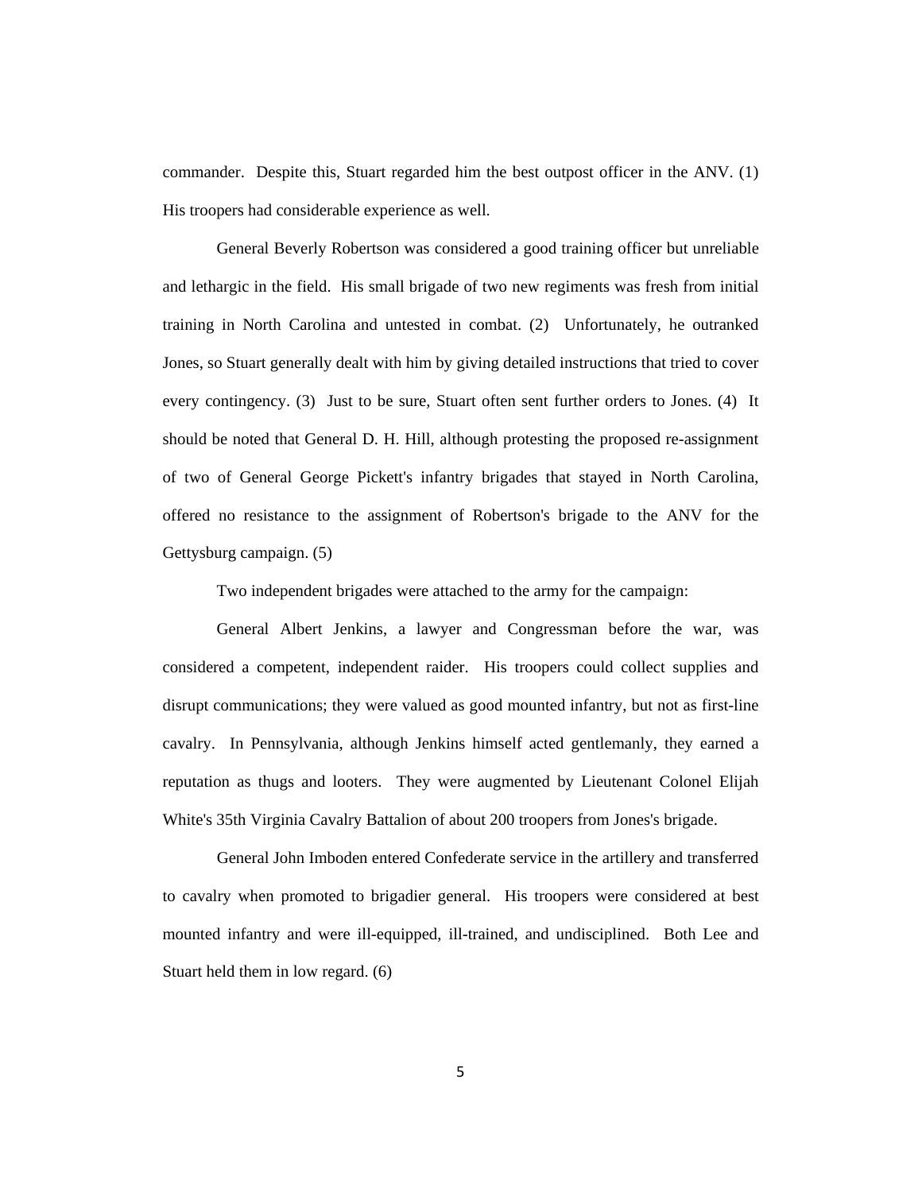commander. Despite this, Stuart regarded him the best outpost officer in the ANV. (1) His troopers had considerable experience as well.

General Beverly Robertson was considered a good training officer but unreliable and lethargic in the field. His small brigade of two new regiments was fresh from initial training in North Carolina and untested in combat. (2) Unfortunately, he outranked Jones, so Stuart generally dealt with him by giving detailed instructions that tried to cover every contingency. (3) Just to be sure, Stuart often sent further orders to Jones. (4) It should be noted that General D. H. Hill, although protesting the proposed re-assignment of two of General George Pickett's infantry brigades that stayed in North Carolina, offered no resistance to the assignment of Robertson's brigade to the ANV for the Gettysburg campaign. (5)

Two independent brigades were attached to the army for the campaign:

General Albert Jenkins, a lawyer and Congressman before the war, was considered a competent, independent raider. His troopers could collect supplies and disrupt communications; they were valued as good mounted infantry, but not as first-line cavalry. In Pennsylvania, although Jenkins himself acted gentlemanly, they earned a reputation as thugs and looters. They were augmented by Lieutenant Colonel Elijah White's 35th Virginia Cavalry Battalion of about 200 troopers from Jones's brigade.

General John Imboden entered Confederate service in the artillery and transferred to cavalry when promoted to brigadier general. His troopers were considered at best mounted infantry and were ill-equipped, ill-trained, and undisciplined. Both Lee and Stuart held them in low regard. (6)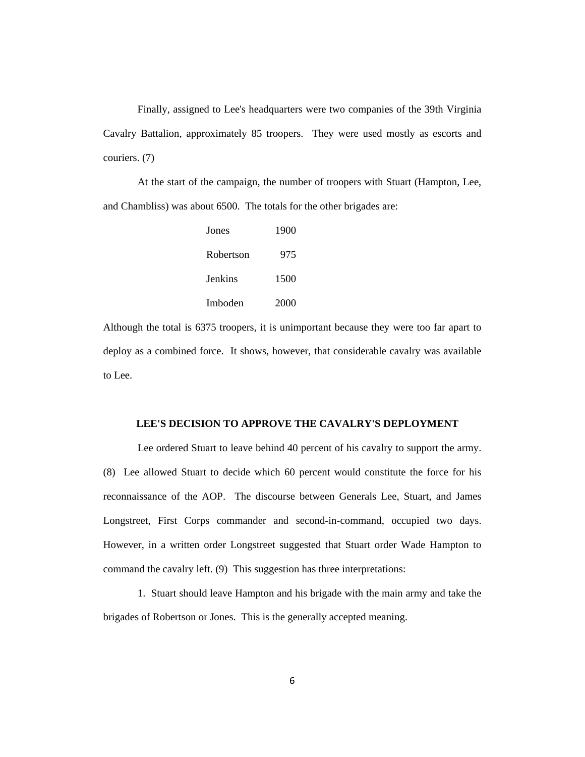Finally, assigned to Lee's headquarters were two companies of the 39th Virginia Cavalry Battalion, approximately 85 troopers. They were used mostly as escorts and couriers. (7)

At the start of the campaign, the number of troopers with Stuart (Hampton, Lee, and Chambliss) was about 6500. The totals for the other brigades are:

| | |
|---|---|
| Jones | 1900 |
| Robertson | 975 |
| Jenkins | 1500 |
| Imboden | 2000 |

Although the total is 6375 troopers, it is unimportant because they were too far apart to deploy as a combined force. It shows, however, that considerable cavalry was available to Lee.

## LEE'S DECISION TO APPROVE THE CAVALRY'S DEPLOYMENT

Lee ordered Stuart to leave behind 40 percent of his cavalry to support the army. (8) Lee allowed Stuart to decide which 60 percent would constitute the force for his reconnaissance of the AOP. The discourse between Generals Lee, Stuart, and James Longstreet, First Corps commander and second-in-command, occupied two days. However, in a written order Longstreet suggested that Stuart order Wade Hampton to command the cavalry left. (9) This suggestion has three interpretations:

1. Stuart should leave Hampton and his brigade with the main army and take the brigades of Robertson or Jones. This is the generally accepted meaning.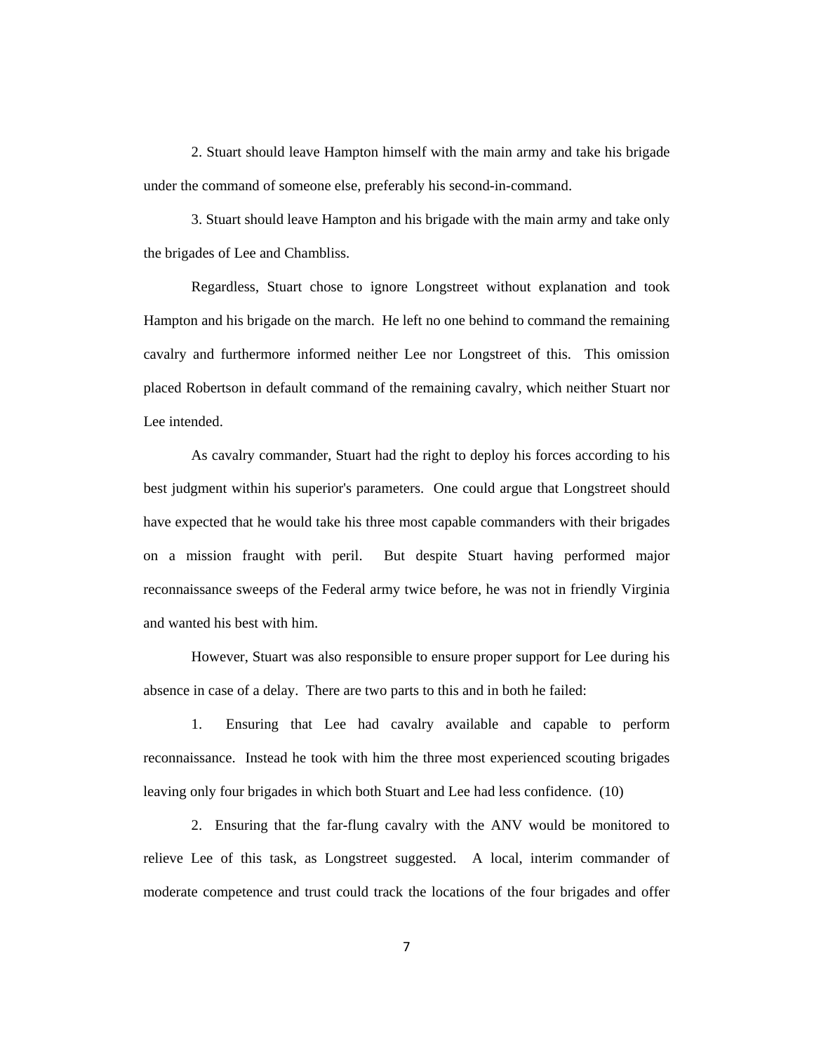2. Stuart should leave Hampton himself with the main army and take his brigade under the command of someone else, preferably his second-in-command.

3. Stuart should leave Hampton and his brigade with the main army and take only the brigades of Lee and Chambliss.

Regardless, Stuart chose to ignore Longstreet without explanation and took Hampton and his brigade on the march. He left no one behind to command the remaining cavalry and furthermore informed neither Lee nor Longstreet of this. This omission placed Robertson in default command of the remaining cavalry, which neither Stuart nor Lee intended.

As cavalry commander, Stuart had the right to deploy his forces according to his best judgment within his superior's parameters. One could argue that Longstreet should have expected that he would take his three most capable commanders with their brigades on a mission fraught with peril. But despite Stuart having performed major reconnaissance sweeps of the Federal army twice before, he was not in friendly Virginia and wanted his best with him.

However, Stuart was also responsible to ensure proper support for Lee during his absence in case of a delay. There are two parts to this and in both he failed:

1. Ensuring that Lee had cavalry available and capable to perform reconnaissance. Instead he took with him the three most experienced scouting brigades leaving only four brigades in which both Stuart and Lee had less confidence. (10)

2. Ensuring that the far-flung cavalry with the ANV would be monitored to relieve Lee of this task, as Longstreet suggested. A local, interim commander of moderate competence and trust could track the locations of the four brigades and offer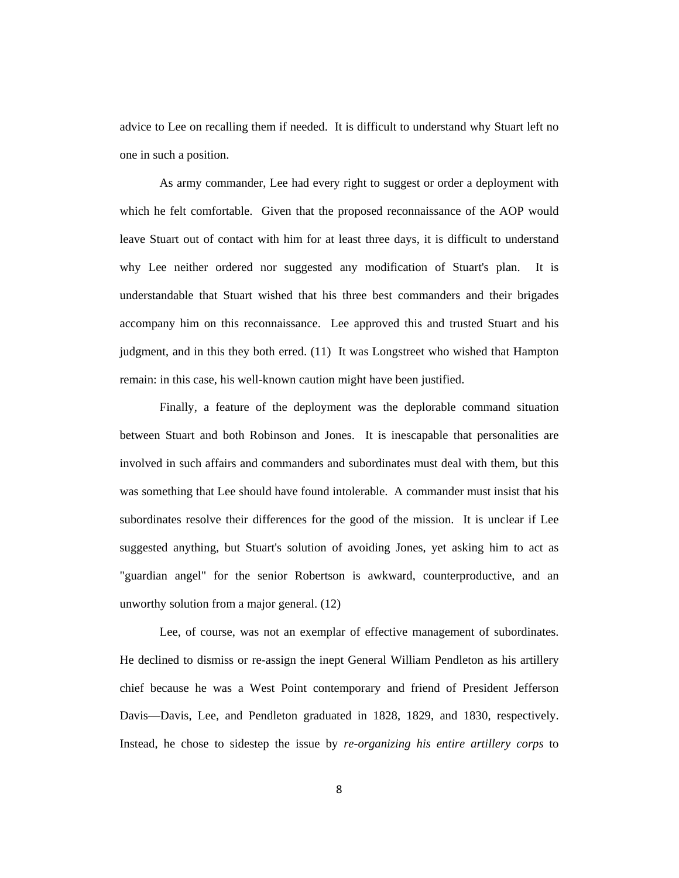advice to Lee on recalling them if needed. It is difficult to understand why Stuart left no one in such a position.

As army commander, Lee had every right to suggest or order a deployment with which he felt comfortable. Given that the proposed reconnaissance of the AOP would leave Stuart out of contact with him for at least three days, it is difficult to understand why Lee neither ordered nor suggested any modification of Stuart's plan. It is understandable that Stuart wished that his three best commanders and their brigades accompany him on this reconnaissance. Lee approved this and trusted Stuart and his judgment, and in this they both erred. (11) It was Longstreet who wished that Hampton remain: in this case, his well-known caution might have been justified.

Finally, a feature of the deployment was the deplorable command situation between Stuart and both Robinson and Jones. It is inescapable that personalities are involved in such affairs and commanders and subordinates must deal with them, but this was something that Lee should have found intolerable. A commander must insist that his subordinates resolve their differences for the good of the mission. It is unclear if Lee suggested anything, but Stuart's solution of avoiding Jones, yet asking him to act as "guardian angel" for the senior Robertson is awkward, counterproductive, and an unworthy solution from a major general. (12)

Lee, of course, was not an exemplar of effective management of subordinates. He declined to dismiss or re-assign the inept General William Pendleton as his artillery chief because he was a West Point contemporary and friend of President Jefferson Davis—Davis, Lee, and Pendleton graduated in 1828, 1829, and 1830, respectively. Instead, he chose to sidestep the issue by *re-organizing his entire artillery corps* to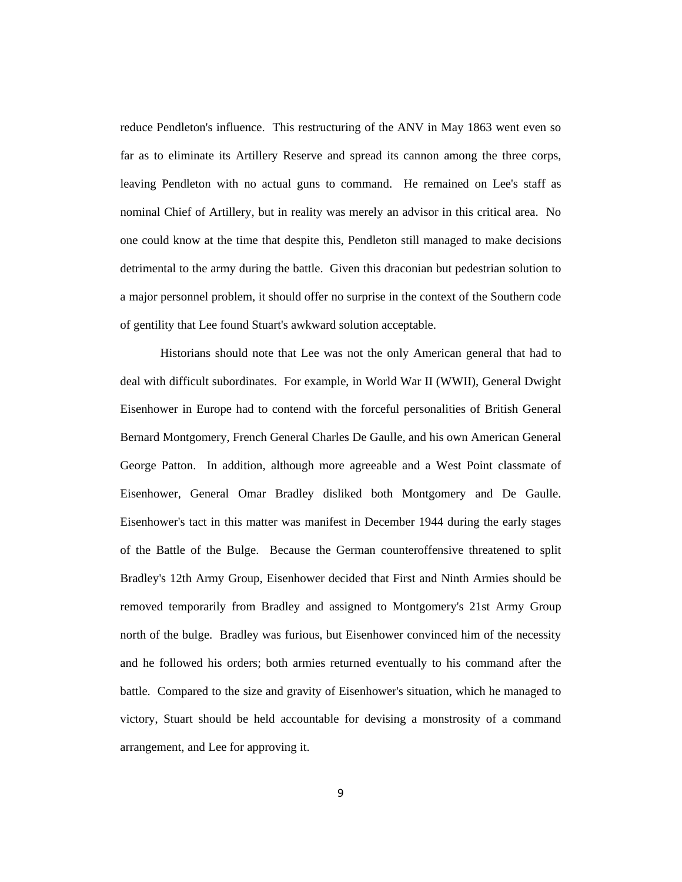reduce Pendleton's influence. This restructuring of the ANV in May 1863 went even so far as to eliminate its Artillery Reserve and spread its cannon among the three corps, leaving Pendleton with no actual guns to command. He remained on Lee's staff as nominal Chief of Artillery, but in reality was merely an advisor in this critical area. No one could know at the time that despite this, Pendleton still managed to make decisions detrimental to the army during the battle. Given this draconian but pedestrian solution to a major personnel problem, it should offer no surprise in the context of the Southern code of gentility that Lee found Stuart's awkward solution acceptable.

Historians should note that Lee was not the only American general that had to deal with difficult subordinates. For example, in World War II (WWII), General Dwight Eisenhower in Europe had to contend with the forceful personalities of British General Bernard Montgomery, French General Charles De Gaulle, and his own American General George Patton. In addition, although more agreeable and a West Point classmate of Eisenhower, General Omar Bradley disliked both Montgomery and De Gaulle. Eisenhower's tact in this matter was manifest in December 1944 during the early stages of the Battle of the Bulge. Because the German counteroffensive threatened to split Bradley's 12th Army Group, Eisenhower decided that First and Ninth Armies should be removed temporarily from Bradley and assigned to Montgomery's 21st Army Group north of the bulge. Bradley was furious, but Eisenhower convinced him of the necessity and he followed his orders; both armies returned eventually to his command after the battle. Compared to the size and gravity of Eisenhower's situation, which he managed to victory, Stuart should be held accountable for devising a monstrosity of a command arrangement, and Lee for approving it.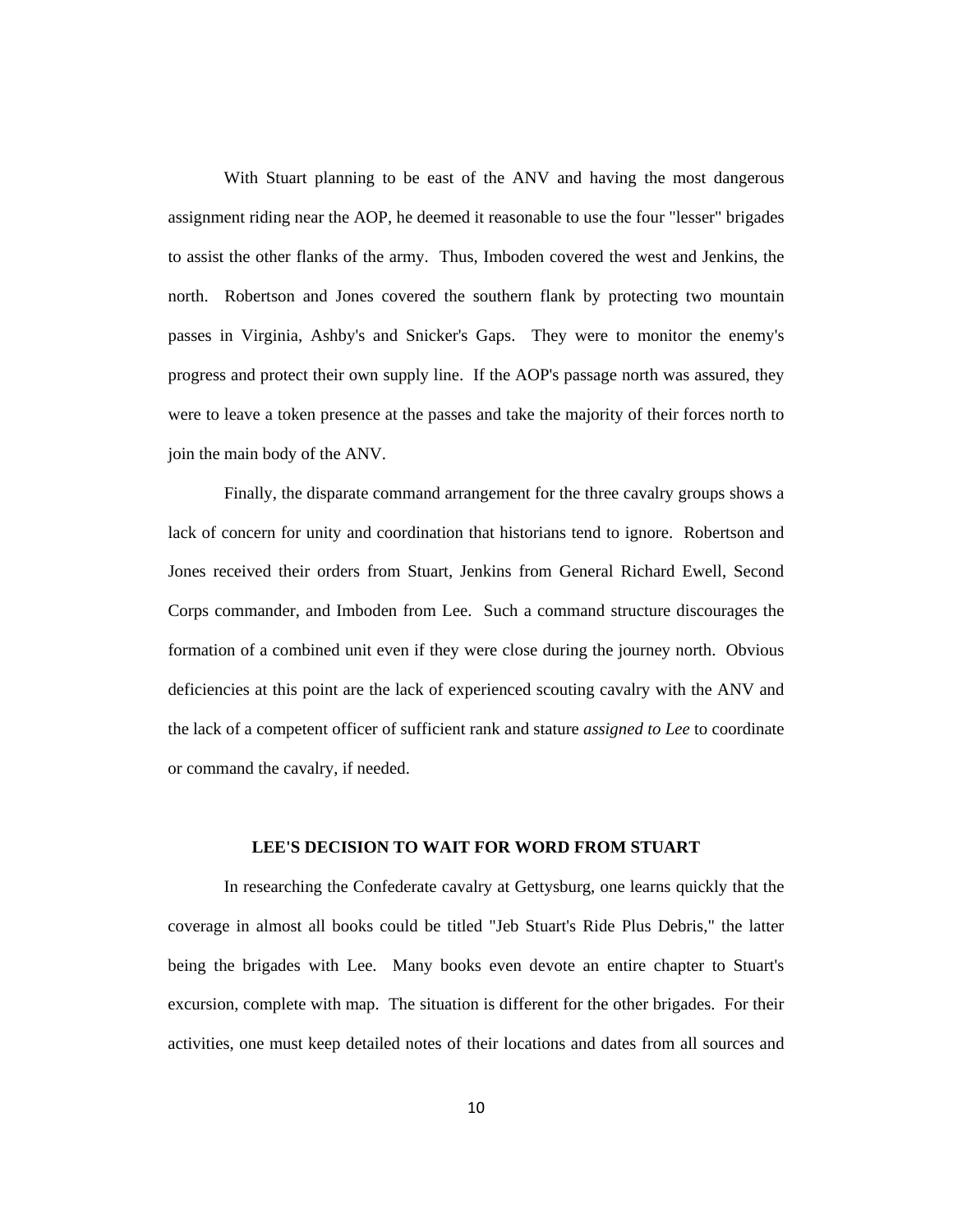With Stuart planning to be east of the ANV and having the most dangerous assignment riding near the AOP, he deemed it reasonable to use the four "lesser" brigades to assist the other flanks of the army. Thus, Imboden covered the west and Jenkins, the north. Robertson and Jones covered the southern flank by protecting two mountain passes in Virginia, Ashby's and Snicker's Gaps. They were to monitor the enemy's progress and protect their own supply line. If the AOP's passage north was assured, they were to leave a token presence at the passes and take the majority of their forces north to join the main body of the ANV.

Finally, the disparate command arrangement for the three cavalry groups shows a lack of concern for unity and coordination that historians tend to ignore. Robertson and Jones received their orders from Stuart, Jenkins from General Richard Ewell, Second Corps commander, and Imboden from Lee. Such a command structure discourages the formation of a combined unit even if they were close during the journey north. Obvious deficiencies at this point are the lack of experienced scouting cavalry with the ANV and the lack of a competent officer of sufficient rank and stature *assigned to Lee* to coordinate or command the cavalry, if needed.

### LEE'S DECISION TO WAIT FOR WORD FROM STUART

In researching the Confederate cavalry at Gettysburg, one learns quickly that the coverage in almost all books could be titled "Jeb Stuart's Ride Plus Debris," the latter being the brigades with Lee. Many books even devote an entire chapter to Stuart's excursion, complete with map. The situation is different for the other brigades. For their activities, one must keep detailed notes of their locations and dates from all sources and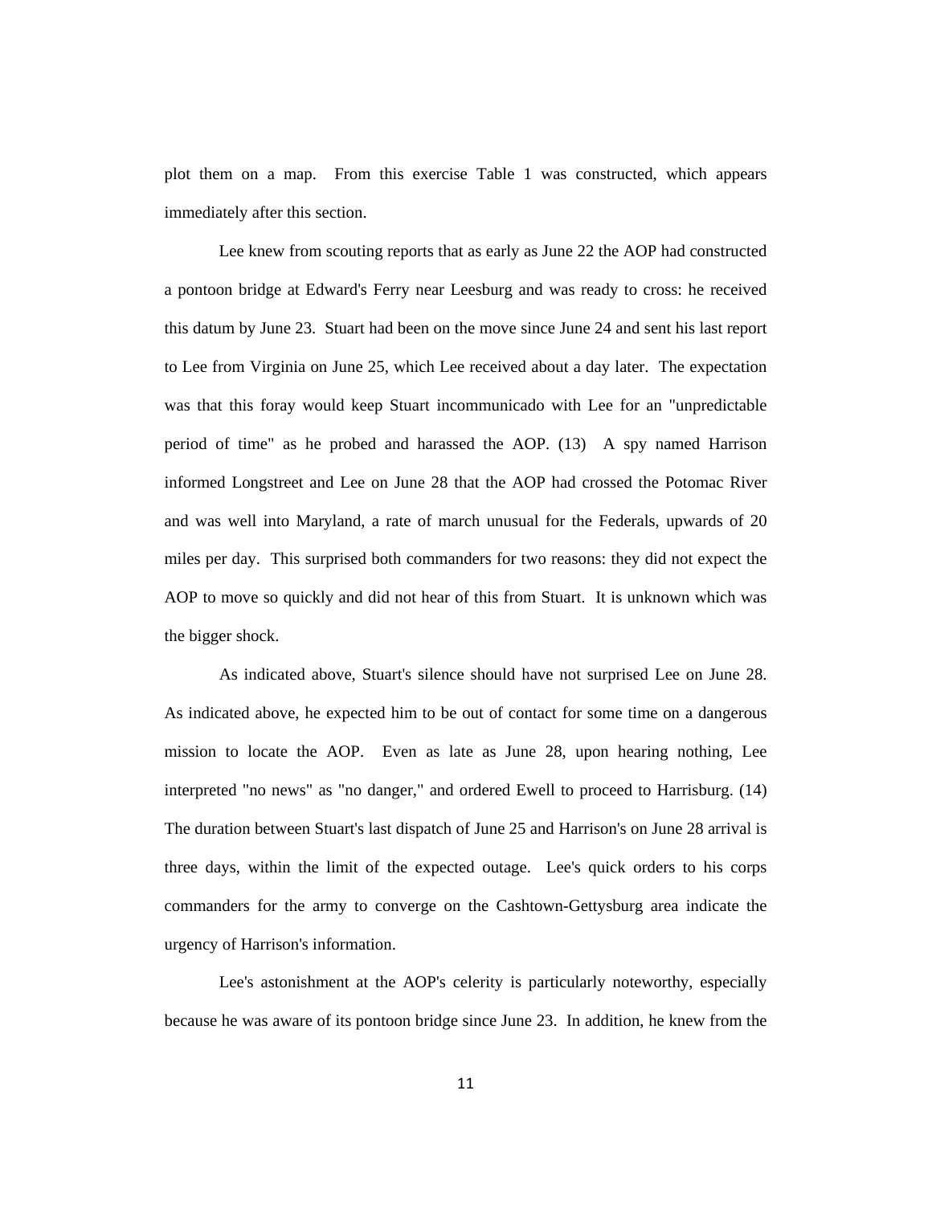plot them on a map. From this exercise Table 1 was constructed, which appears immediately after this section.

Lee knew from scouting reports that as early as June 22 the AOP had constructed a pontoon bridge at Edward's Ferry near Leesburg and was ready to cross: he received this datum by June 23. Stuart had been on the move since June 24 and sent his last report to Lee from Virginia on June 25, which Lee received about a day later. The expectation was that this foray would keep Stuart incommunicado with Lee for an "unpredictable period of time" as he probed and harassed the AOP. (13) A spy named Harrison informed Longstreet and Lee on June 28 that the AOP had crossed the Potomac River and was well into Maryland, a rate of march unusual for the Federals, upwards of 20 miles per day. This surprised both commanders for two reasons: they did not expect the AOP to move so quickly and did not hear of this from Stuart. It is unknown which was the bigger shock.

As indicated above, Stuart's silence should have not surprised Lee on June 28. As indicated above, he expected him to be out of contact for some time on a dangerous mission to locate the AOP. Even as late as June 28, upon hearing nothing, Lee interpreted "no news" as "no danger," and ordered Ewell to proceed to Harrisburg. (14) The duration between Stuart's last dispatch of June 25 and Harrison's on June 28 arrival is three days, within the limit of the expected outage. Lee's quick orders to his corps commanders for the army to converge on the Cashtown-Gettysburg area indicate the urgency of Harrison's information.

Lee's astonishment at the AOP's celerity is particularly noteworthy, especially because he was aware of its pontoon bridge since June 23. In addition, he knew from the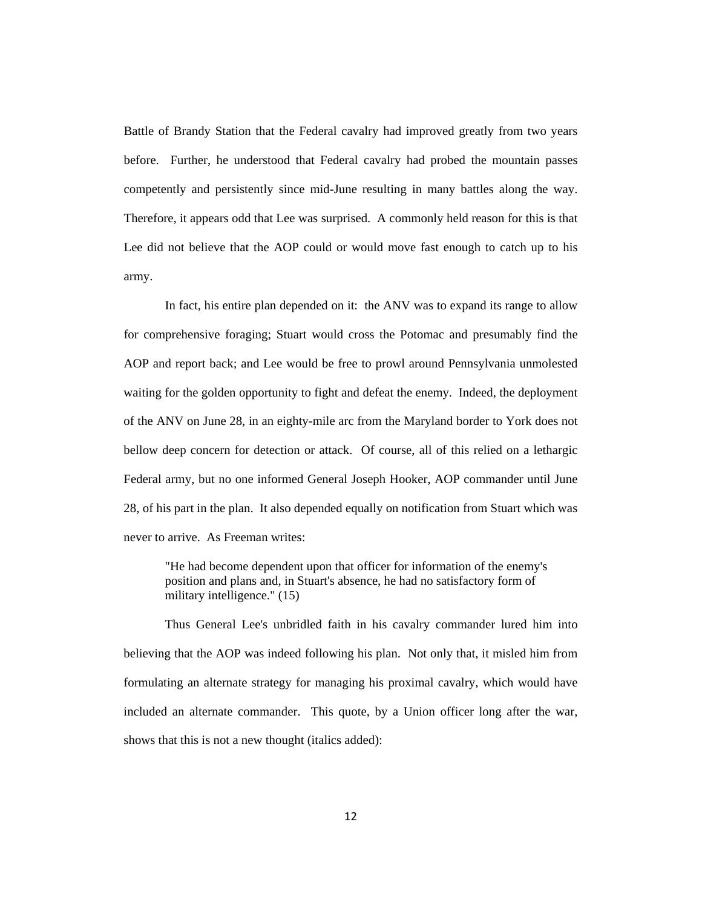Battle of Brandy Station that the Federal cavalry had improved greatly from two years before. Further, he understood that Federal cavalry had probed the mountain passes competently and persistently since mid-June resulting in many battles along the way. Therefore, it appears odd that Lee was surprised. A commonly held reason for this is that Lee did not believe that the AOP could or would move fast enough to catch up to his army.

In fact, his entire plan depended on it: the ANV was to expand its range to allow for comprehensive foraging; Stuart would cross the Potomac and presumably find the AOP and report back; and Lee would be free to prowl around Pennsylvania unmolested waiting for the golden opportunity to fight and defeat the enemy. Indeed, the deployment of the ANV on June 28, in an eighty-mile arc from the Maryland border to York does not bellow deep concern for detection or attack. Of course, all of this relied on a lethargic Federal army, but no one informed General Joseph Hooker, AOP commander until June 28, of his part in the plan. It also depended equally on notification from Stuart which was never to arrive. As Freeman writes:

> "He had become dependent upon that officer for information of the enemy's position and plans and, in Stuart's absence, he had no satisfactory form of military intelligence." (15)

Thus General Lee's unbridled faith in his cavalry commander lured him into believing that the AOP was indeed following his plan. Not only that, it misled him from formulating an alternate strategy for managing his proximal cavalry, which would have included an alternate commander. This quote, by a Union officer long after the war, shows that this is not a new thought (italics added):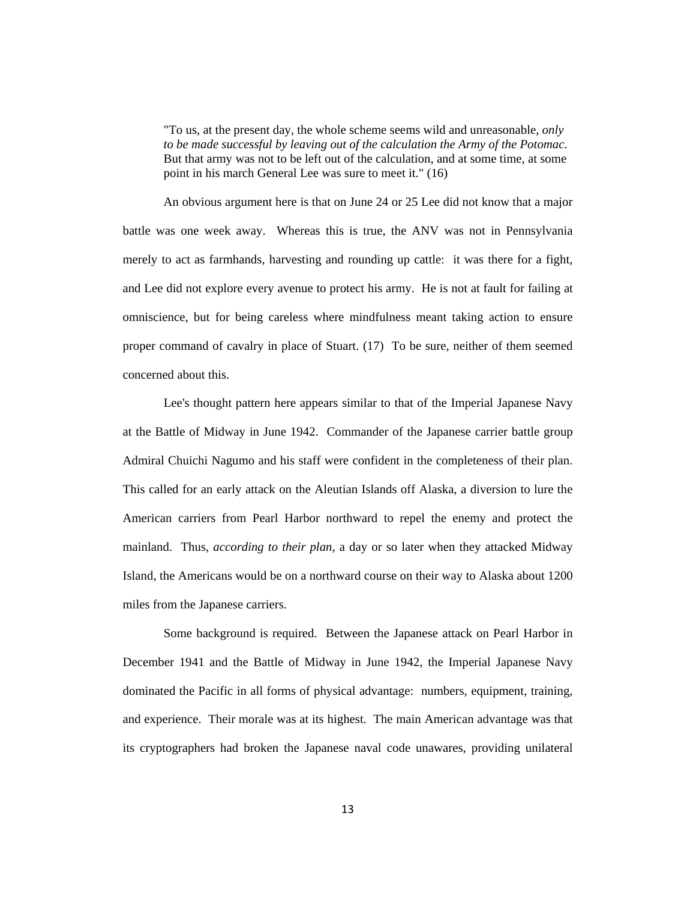> "To us, at the present day, the whole scheme seems wild and unreasonable, *only to be made successful by leaving out of the calculation the Army of the Potomac.* But that army was not to be left out of the calculation, and at some time, at some point in his march General Lee was sure to meet it." (16)

An obvious argument here is that on June 24 or 25 Lee did not know that a major battle was one week away. Whereas this is true, the ANV was not in Pennsylvania merely to act as farmhands, harvesting and rounding up cattle: it was there for a fight, and Lee did not explore every avenue to protect his army. He is not at fault for failing at omniscience, but for being careless where mindfulness meant taking action to ensure proper command of cavalry in place of Stuart. (17) To be sure, neither of them seemed concerned about this.

Lee's thought pattern here appears similar to that of the Imperial Japanese Navy at the Battle of Midway in June 1942. Commander of the Japanese carrier battle group Admiral Chuichi Nagumo and his staff were confident in the completeness of their plan. This called for an early attack on the Aleutian Islands off Alaska, a diversion to lure the American carriers from Pearl Harbor northward to repel the enemy and protect the mainland. Thus, *according to their plan*, a day or so later when they attacked Midway Island, the Americans would be on a northward course on their way to Alaska about 1200 miles from the Japanese carriers.

Some background is required. Between the Japanese attack on Pearl Harbor in December 1941 and the Battle of Midway in June 1942, the Imperial Japanese Navy dominated the Pacific in all forms of physical advantage: numbers, equipment, training, and experience. Their morale was at its highest. The main American advantage was that its cryptographers had broken the Japanese naval code unawares, providing unilateral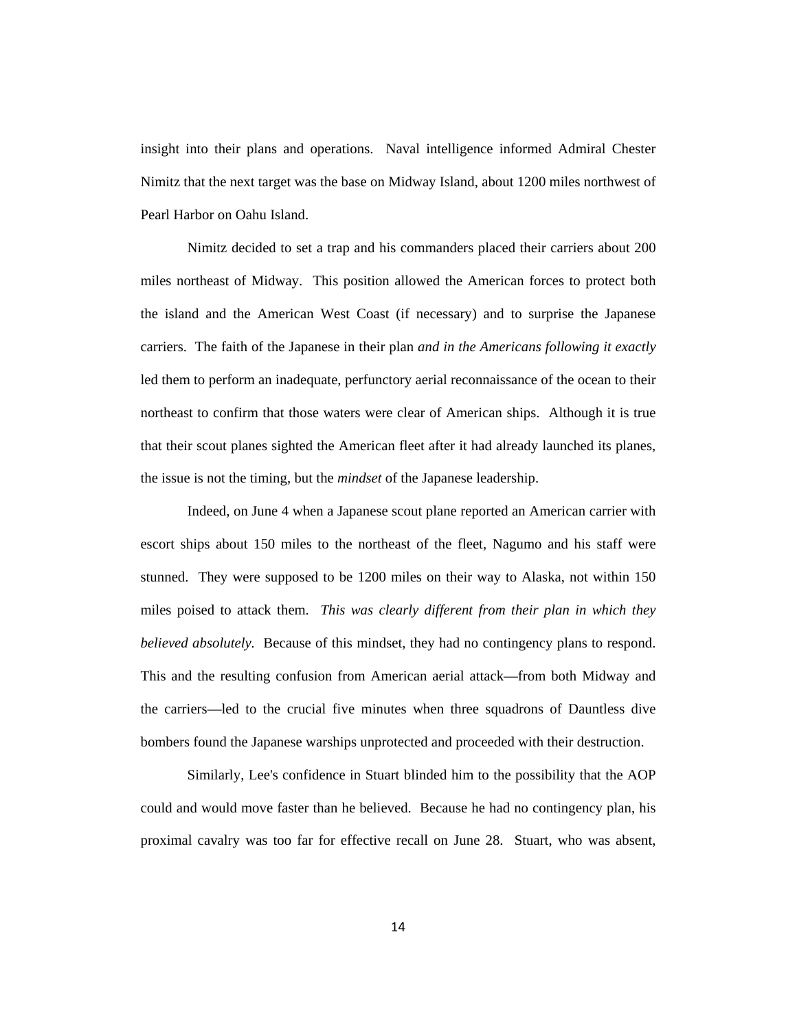insight into their plans and operations. Naval intelligence informed Admiral Chester Nimitz that the next target was the base on Midway Island, about 1200 miles northwest of Pearl Harbor on Oahu Island.

Nimitz decided to set a trap and his commanders placed their carriers about 200 miles northeast of Midway. This position allowed the American forces to protect both the island and the American West Coast (if necessary) and to surprise the Japanese carriers. The faith of the Japanese in their plan *and in the Americans following it exactly* led them to perform an inadequate, perfunctory aerial reconnaissance of the ocean to their northeast to confirm that those waters were clear of American ships. Although it is true that their scout planes sighted the American fleet after it had already launched its planes, the issue is not the timing, but the *mindset* of the Japanese leadership.

Indeed, on June 4 when a Japanese scout plane reported an American carrier with escort ships about 150 miles to the northeast of the fleet, Nagumo and his staff were stunned. They were supposed to be 1200 miles on their way to Alaska, not within 150 miles poised to attack them. *This was clearly different from their plan in which they believed absolutely.* Because of this mindset, they had no contingency plans to respond. This and the resulting confusion from American aerial attack—from both Midway and the carriers—led to the crucial five minutes when three squadrons of Dauntless dive bombers found the Japanese warships unprotected and proceeded with their destruction.

Similarly, Lee's confidence in Stuart blinded him to the possibility that the AOP could and would move faster than he believed. Because he had no contingency plan, his proximal cavalry was too far for effective recall on June 28. Stuart, who was absent,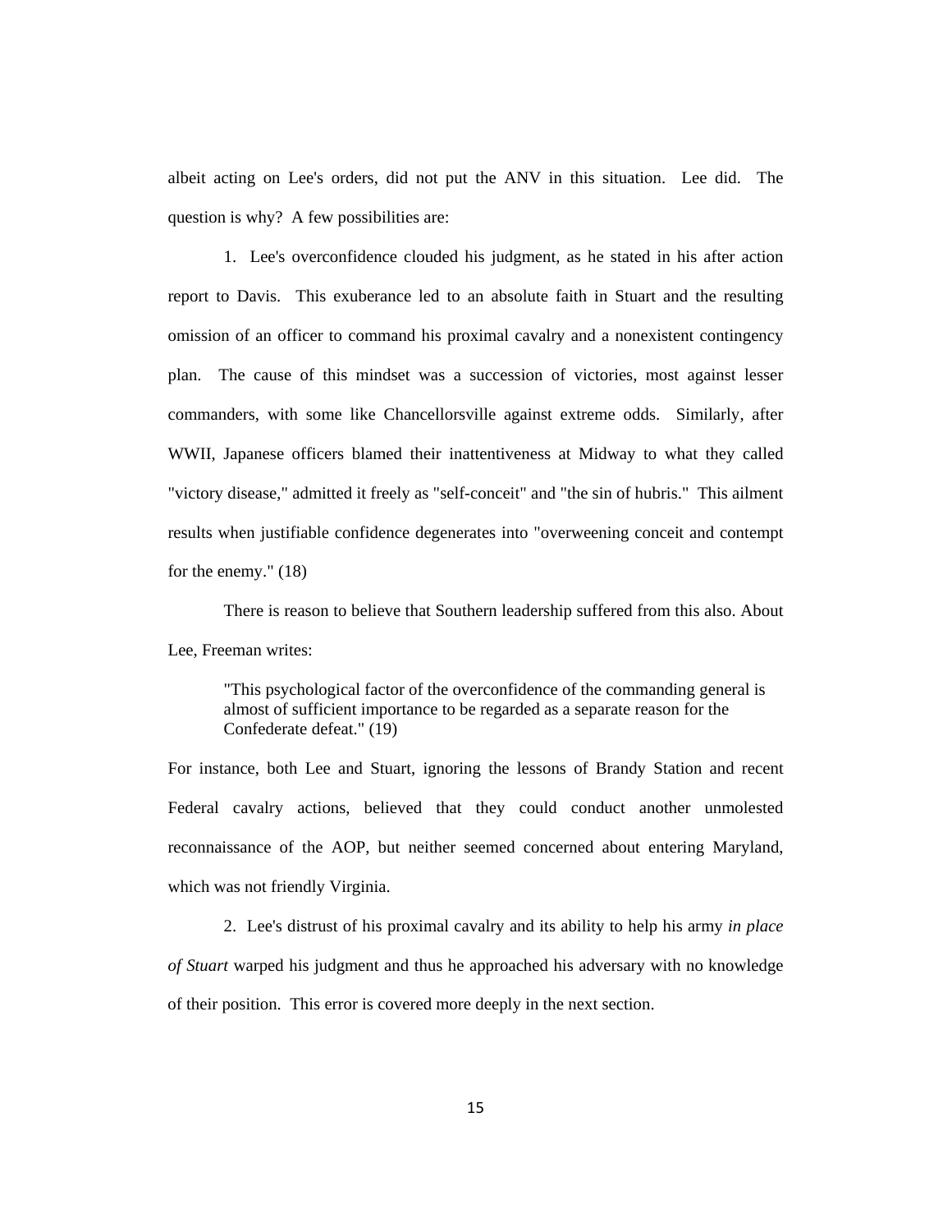albeit acting on Lee's orders, did not put the ANV in this situation. Lee did. The question is why? A few possibilities are:

1. Lee's overconfidence clouded his judgment, as he stated in his after action report to Davis. This exuberance led to an absolute faith in Stuart and the resulting omission of an officer to command his proximal cavalry and a nonexistent contingency plan. The cause of this mindset was a succession of victories, most against lesser commanders, with some like Chancellorsville against extreme odds. Similarly, after WWII, Japanese officers blamed their inattentiveness at Midway to what they called "victory disease," admitted it freely as "self-conceit" and "the sin of hubris." This ailment results when justifiable confidence degenerates into "overweening conceit and contempt for the enemy." (18)

There is reason to believe that Southern leadership suffered from this also. About Lee, Freeman writes:

> "This psychological factor of the overconfidence of the commanding general is almost of sufficient importance to be regarded as a separate reason for the Confederate defeat." (19)

For instance, both Lee and Stuart, ignoring the lessons of Brandy Station and recent Federal cavalry actions, believed that they could conduct another unmolested reconnaissance of the AOP, but neither seemed concerned about entering Maryland, which was not friendly Virginia.

2. Lee's distrust of his proximal cavalry and its ability to help his army *in place of Stuart* warped his judgment and thus he approached his adversary with no knowledge of their position. This error is covered more deeply in the next section.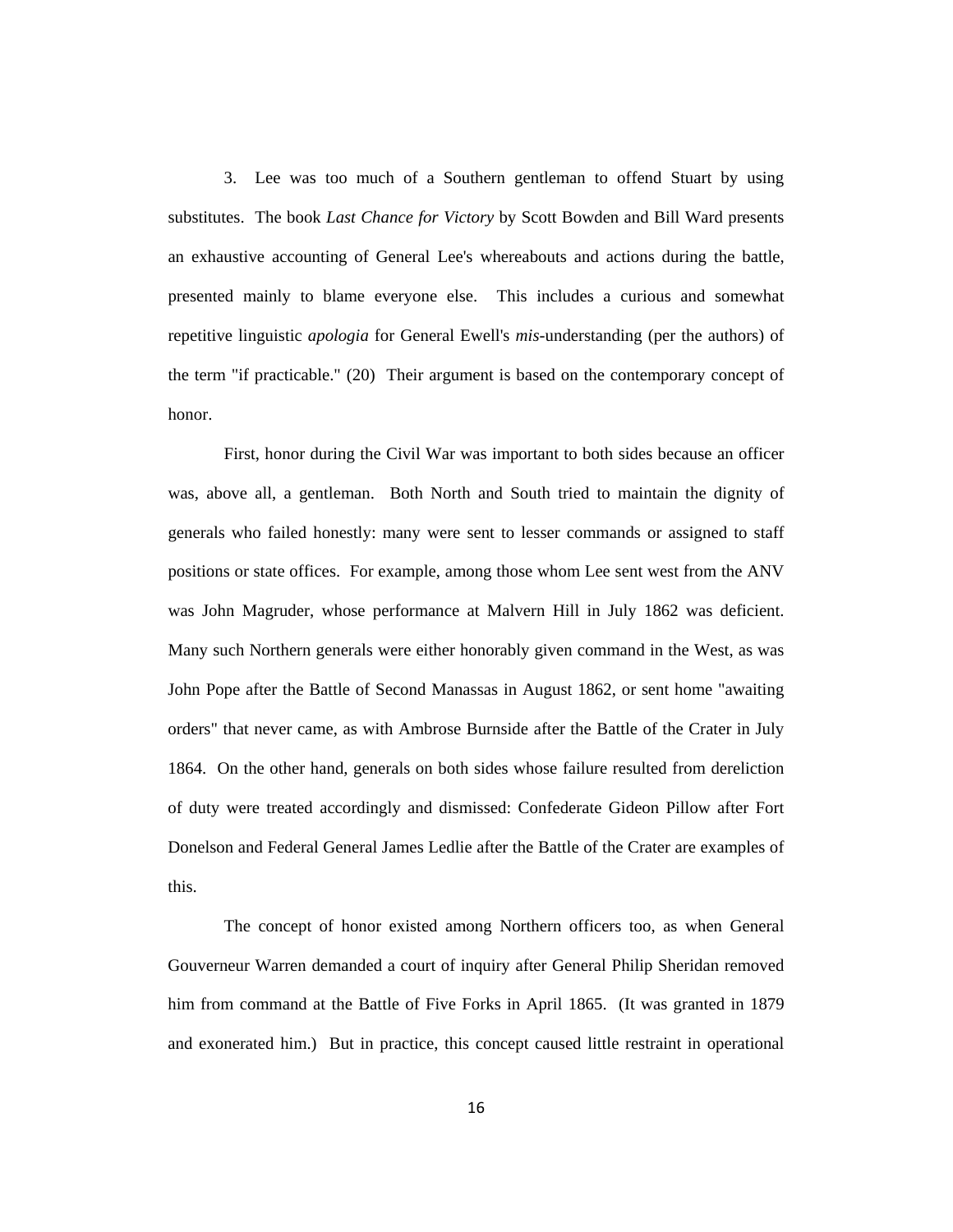3. Lee was too much of a Southern gentleman to offend Stuart by using substitutes. The book *Last Chance for Victory* by Scott Bowden and Bill Ward presents an exhaustive accounting of General Lee's whereabouts and actions during the battle, presented mainly to blame everyone else. This includes a curious and somewhat repetitive linguistic *apologia* for General Ewell's *mis*-understanding (per the authors) of the term "if practicable." (20) Their argument is based on the contemporary concept of honor.

First, honor during the Civil War was important to both sides because an officer was, above all, a gentleman. Both North and South tried to maintain the dignity of generals who failed honestly: many were sent to lesser commands or assigned to staff positions or state offices. For example, among those whom Lee sent west from the ANV was John Magruder, whose performance at Malvern Hill in July 1862 was deficient. Many such Northern generals were either honorably given command in the West, as was John Pope after the Battle of Second Manassas in August 1862, or sent home "awaiting orders" that never came, as with Ambrose Burnside after the Battle of the Crater in July 1864. On the other hand, generals on both sides whose failure resulted from dereliction of duty were treated accordingly and dismissed: Confederate Gideon Pillow after Fort Donelson and Federal General James Ledlie after the Battle of the Crater are examples of this.

The concept of honor existed among Northern officers too, as when General Gouverneur Warren demanded a court of inquiry after General Philip Sheridan removed him from command at the Battle of Five Forks in April 1865. (It was granted in 1879 and exonerated him.) But in practice, this concept caused little restraint in operational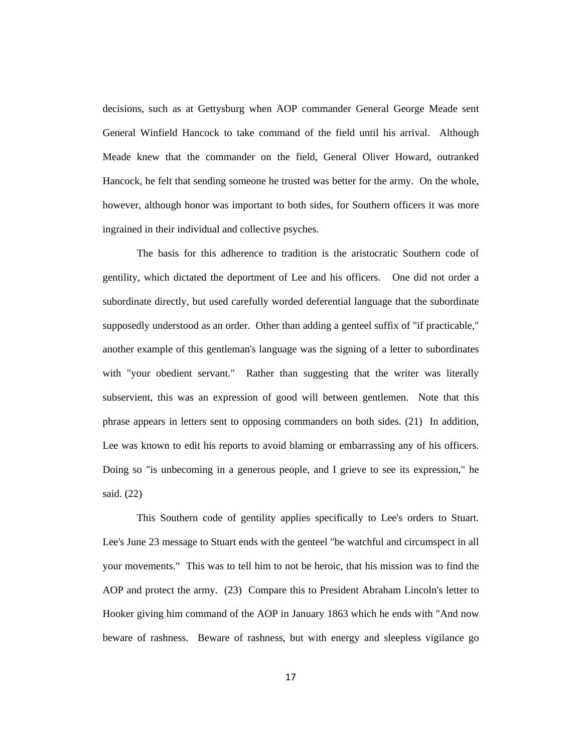decisions, such as at Gettysburg when AOP commander General George Meade sent General Winfield Hancock to take command of the field until his arrival. Although Meade knew that the commander on the field, General Oliver Howard, outranked Hancock, he felt that sending someone he trusted was better for the army. On the whole, however, although honor was important to both sides, for Southern officers it was more ingrained in their individual and collective psyches.

The basis for this adherence to tradition is the aristocratic Southern code of gentility, which dictated the deportment of Lee and his officers. One did not order a subordinate directly, but used carefully worded deferential language that the subordinate supposedly understood as an order. Other than adding a genteel suffix of "if practicable," another example of this gentleman's language was the signing of a letter to subordinates with "your obedient servant." Rather than suggesting that the writer was literally subservient, this was an expression of good will between gentlemen. Note that this phrase appears in letters sent to opposing commanders on both sides. (21) In addition, Lee was known to edit his reports to avoid blaming or embarrassing any of his officers. Doing so "is unbecoming in a generous people, and I grieve to see its expression," he said. (22)

This Southern code of gentility applies specifically to Lee's orders to Stuart. Lee's June 23 message to Stuart ends with the genteel "be watchful and circumspect in all your movements." This was to tell him to not be heroic, that his mission was to find the AOP and protect the army. (23) Compare this to President Abraham Lincoln's letter to Hooker giving him command of the AOP in January 1863 which he ends with "And now beware of rashness. Beware of rashness, but with energy and sleepless vigilance go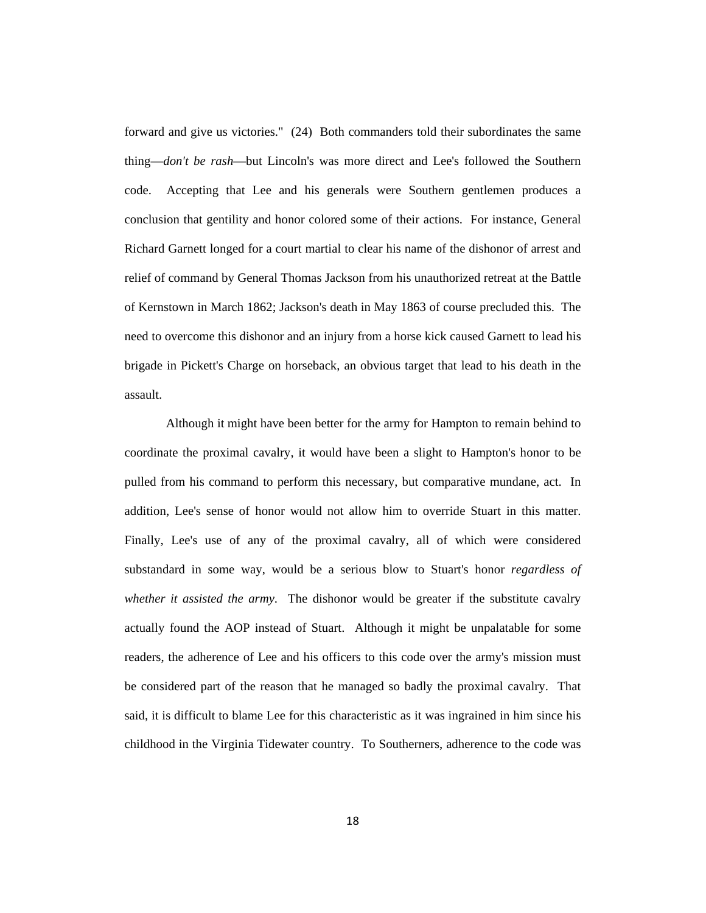forward and give us victories." (24) Both commanders told their subordinates the same thing—*don't be rash*—but Lincoln's was more direct and Lee's followed the Southern code. Accepting that Lee and his generals were Southern gentlemen produces a conclusion that gentility and honor colored some of their actions. For instance, General Richard Garnett longed for a court martial to clear his name of the dishonor of arrest and relief of command by General Thomas Jackson from his unauthorized retreat at the Battle of Kernstown in March 1862; Jackson's death in May 1863 of course precluded this. The need to overcome this dishonor and an injury from a horse kick caused Garnett to lead his brigade in Pickett's Charge on horseback, an obvious target that lead to his death in the assault.

Although it might have been better for the army for Hampton to remain behind to coordinate the proximal cavalry, it would have been a slight to Hampton's honor to be pulled from his command to perform this necessary, but comparative mundane, act. In addition, Lee's sense of honor would not allow him to override Stuart in this matter. Finally, Lee's use of any of the proximal cavalry, all of which were considered substandard in some way, would be a serious blow to Stuart's honor *regardless of whether it assisted the army.* The dishonor would be greater if the substitute cavalry actually found the AOP instead of Stuart. Although it might be unpalatable for some readers, the adherence of Lee and his officers to this code over the army's mission must be considered part of the reason that he managed so badly the proximal cavalry. That said, it is difficult to blame Lee for this characteristic as it was ingrained in him since his childhood in the Virginia Tidewater country. To Southerners, adherence to the code was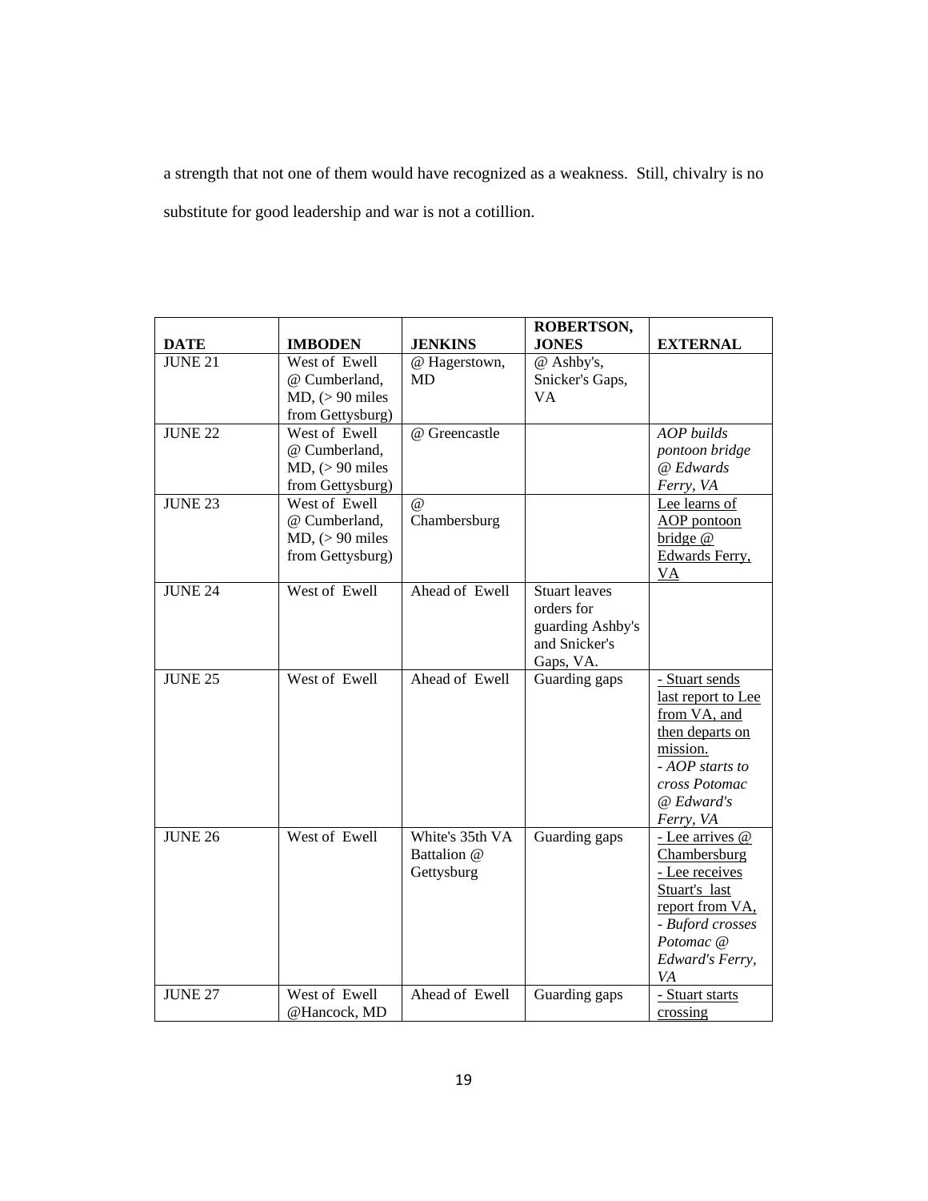a strength that not one of them would have recognized as a weakness. Still, chivalry is no substitute for good leadership and war is not a cotillion.

| DATE | IMBODEN | JENKINS | ROBERTSON, JONES | EXTERNAL |
|---|---|---|---|---|
| JUNE 21 | West of Ewell @ Cumberland, MD, (> 90 miles from Gettysburg) | @ Hagerstown, MD | @ Ashby's, Snicker's Gaps, VA | |
| JUNE 22 | West of Ewell @ Cumberland, MD, (> 90 miles from Gettysburg) | @ Greencastle | | *AOP builds pontoon bridge @ Edwards Ferry, VA* |
| JUNE 23 | West of Ewell @ Cumberland, MD, (> 90 miles from Gettysburg) | @ Chambersburg | | <u>Lee learns of AOP pontoon bridge @ Edwards Ferry, VA</u> |
| JUNE 24 | West of Ewell | Ahead of Ewell | Stuart leaves orders for guarding Ashby's and Snicker's Gaps, VA. | |
| JUNE 25 | West of Ewell | Ahead of Ewell | Guarding gaps | <u>- Stuart sends last report to Lee from VA, and then departs on mission.</u><br>*- AOP starts to cross Potomac @ Edward's Ferry, VA* |
| JUNE 26 | West of Ewell | White's 35th VA Battalion @ Gettysburg | Guarding gaps | <u>- Lee arrives @ Chambersburg</u><br><u>- Lee receives Stuart's last report from VA,</u><br>*- Buford crosses Potomac @ Edward's Ferry, VA* |
| JUNE 27 | West of Ewell @Hancock, MD | Ahead of Ewell | Guarding gaps | <u>- Stuart starts crossing</u> |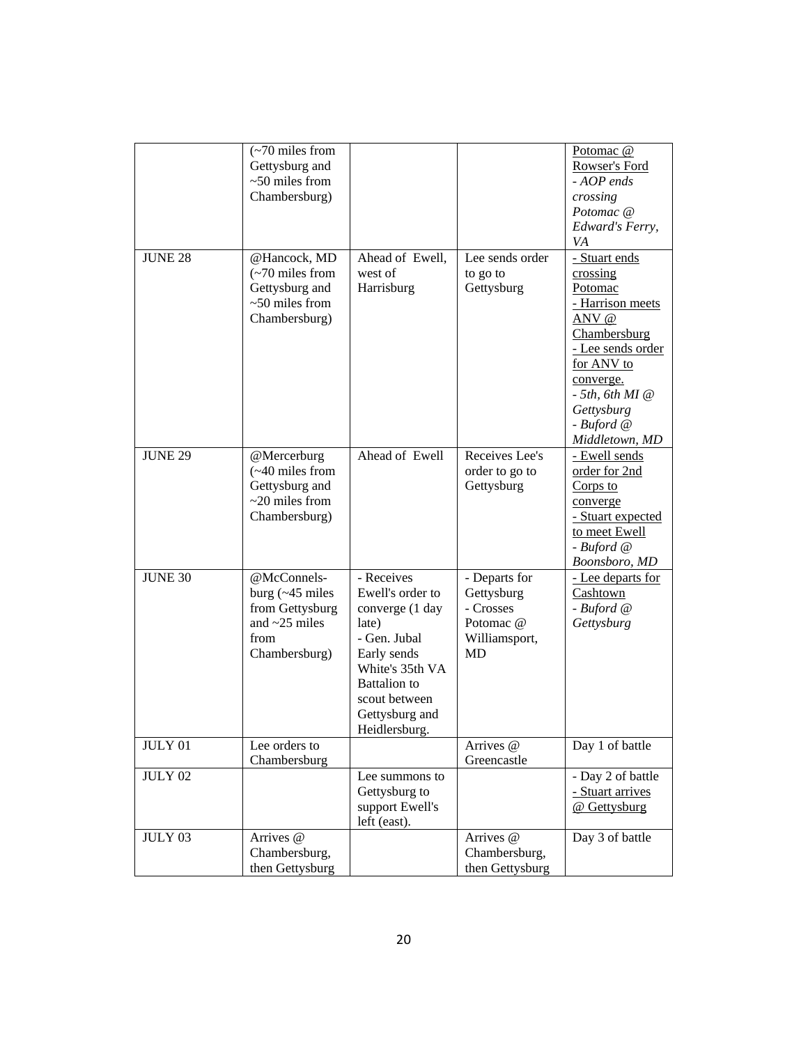| | | | | |
|---|---|---|---|---|
| | (~70 miles from Gettysburg and ~50 miles from Chambersburg) | | | Potomac @ Rowser's Ford<br>*- AOP ends crossing Potomac @ Edward's Ferry, VA* |
| JUNE 28 | @Hancock, MD (~70 miles from Gettysburg and ~50 miles from Chambersburg) | Ahead of Ewell, west of Harrisburg | Lee sends order to go to Gettysburg | - Stuart ends crossing Potomac<br>- Harrison meets ANV @ Chambersburg<br>- Lee sends order for ANV to converge.<br>*- 5th, 6th MI @ Gettysburg*<br>*- Buford @ Middletown, MD* |
| JUNE 29 | @Mercerburg (~40 miles from Gettysburg and ~20 miles from Chambersburg) | Ahead of Ewell | Receives Lee's order to go to Gettysburg | - Ewell sends order for 2nd Corps to converge<br>- Stuart expected to meet Ewell<br>*- Buford @ Boonsboro, MD* |
| JUNE 30 | @McConnels-burg (~45 miles from Gettysburg and ~25 miles from Chambersburg) | - Receives Ewell's order to converge (1 day late)<br>- Gen. Jubal Early sends White's 35th VA Battalion to scout between Gettysburg and Heidlersburg. | - Departs for Gettysburg<br>- Crosses Potomac @ Williamsport, MD | - Lee departs for Cashtown<br>*- Buford @ Gettysburg* |
| JULY 01 | Lee orders to Chambersburg | | Arrives @ Greencastle | Day 1 of battle |
| JULY 02 | | Lee summons to Gettysburg to support Ewell's left (east). | | - Day 2 of battle<br>- Stuart arrives @ Gettysburg |
| JULY 03 | Arrives @ Chambersburg, then Gettysburg | | Arrives @ Chambersburg, then Gettysburg | Day 3 of battle |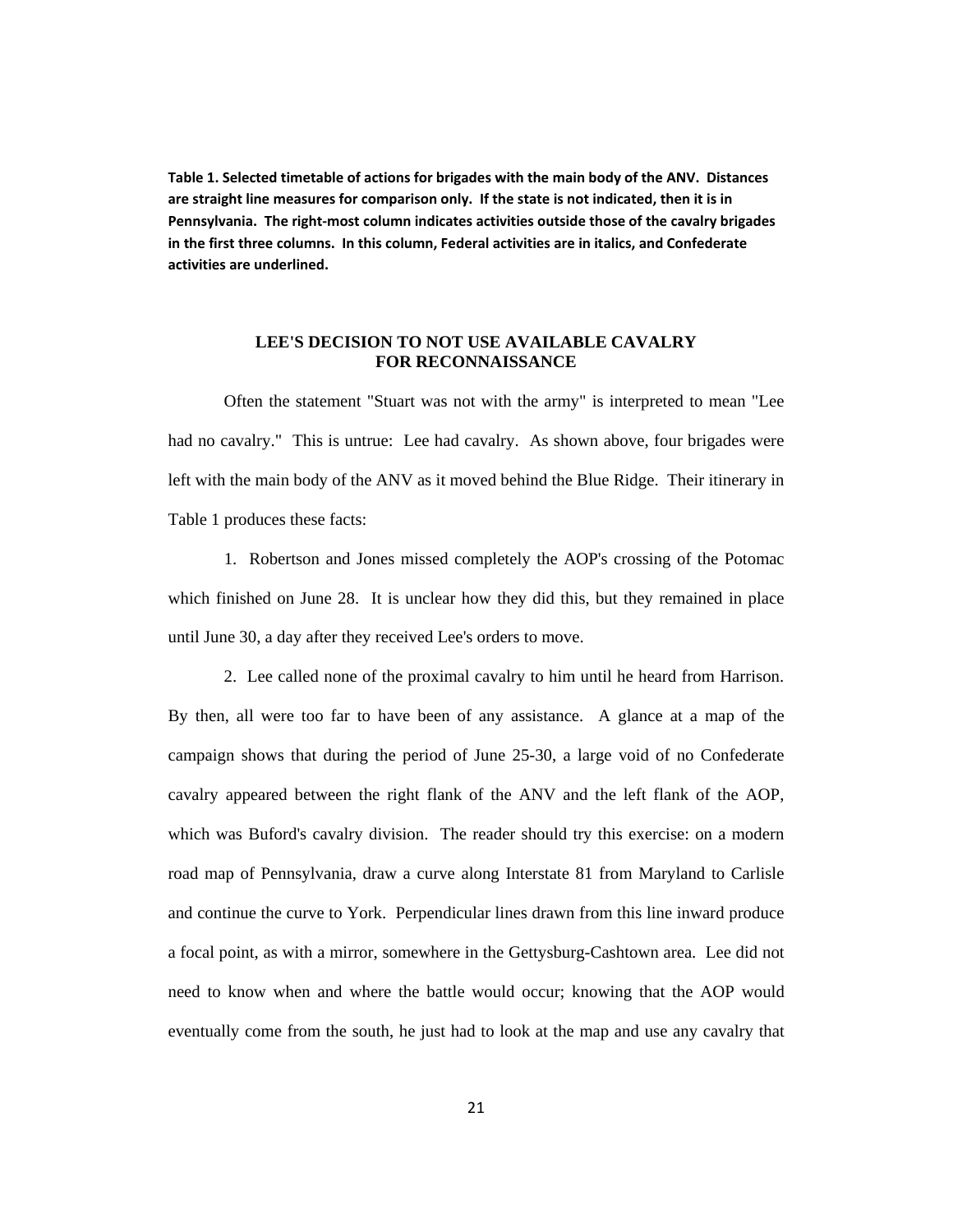**Table 1. Selected timetable of actions for brigades with the main body of the ANV. Distances are straight line measures for comparison only. If the state is not indicated, then it is in Pennsylvania. The right-most column indicates activities outside those of the cavalry brigades in the first three columns. In this column, Federal activities are in italics, and Confederate activities are underlined.**

## LEE'S DECISION TO NOT USE AVAILABLE CAVALRY FOR RECONNAISSANCE

Often the statement "Stuart was not with the army" is interpreted to mean "Lee had no cavalry." This is untrue: Lee had cavalry. As shown above, four brigades were left with the main body of the ANV as it moved behind the Blue Ridge. Their itinerary in Table 1 produces these facts:

1. Robertson and Jones missed completely the AOP's crossing of the Potomac which finished on June 28. It is unclear how they did this, but they remained in place until June 30, a day after they received Lee's orders to move.

2. Lee called none of the proximal cavalry to him until he heard from Harrison. By then, all were too far to have been of any assistance. A glance at a map of the campaign shows that during the period of June 25-30, a large void of no Confederate cavalry appeared between the right flank of the ANV and the left flank of the AOP, which was Buford's cavalry division. The reader should try this exercise: on a modern road map of Pennsylvania, draw a curve along Interstate 81 from Maryland to Carlisle and continue the curve to York. Perpendicular lines drawn from this line inward produce a focal point, as with a mirror, somewhere in the Gettysburg-Cashtown area. Lee did not need to know when and where the battle would occur; knowing that the AOP would eventually come from the south, he just had to look at the map and use any cavalry that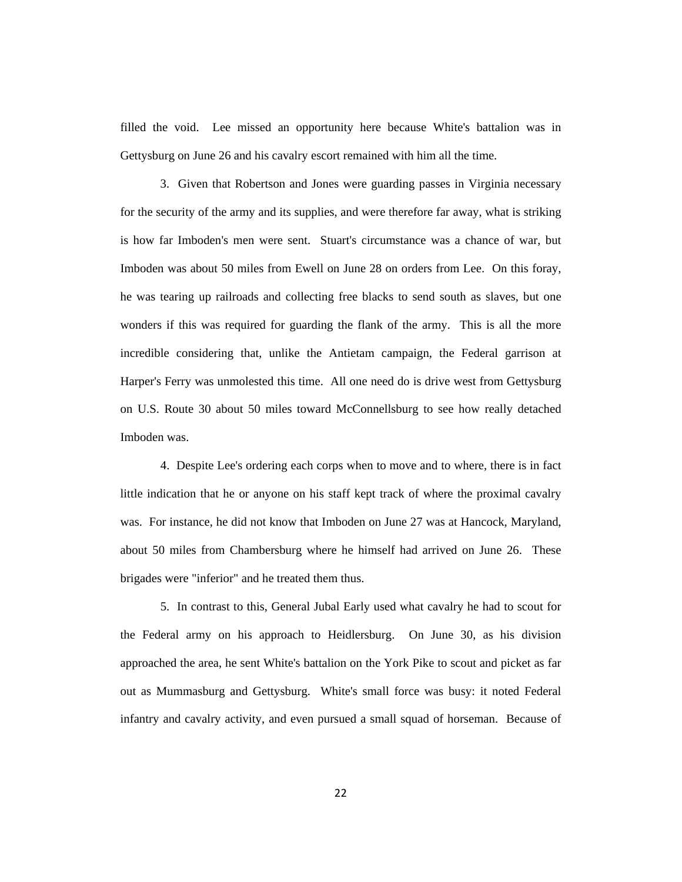filled the void. Lee missed an opportunity here because White's battalion was in Gettysburg on June 26 and his cavalry escort remained with him all the time.

3. Given that Robertson and Jones were guarding passes in Virginia necessary for the security of the army and its supplies, and were therefore far away, what is striking is how far Imboden's men were sent. Stuart's circumstance was a chance of war, but Imboden was about 50 miles from Ewell on June 28 on orders from Lee. On this foray, he was tearing up railroads and collecting free blacks to send south as slaves, but one wonders if this was required for guarding the flank of the army. This is all the more incredible considering that, unlike the Antietam campaign, the Federal garrison at Harper's Ferry was unmolested this time. All one need do is drive west from Gettysburg on U.S. Route 30 about 50 miles toward McConnellsburg to see how really detached Imboden was.

4. Despite Lee's ordering each corps when to move and to where, there is in fact little indication that he or anyone on his staff kept track of where the proximal cavalry was. For instance, he did not know that Imboden on June 27 was at Hancock, Maryland, about 50 miles from Chambersburg where he himself had arrived on June 26. These brigades were "inferior" and he treated them thus.

5. In contrast to this, General Jubal Early used what cavalry he had to scout for the Federal army on his approach to Heidlersburg. On June 30, as his division approached the area, he sent White's battalion on the York Pike to scout and picket as far out as Mummasburg and Gettysburg. White's small force was busy: it noted Federal infantry and cavalry activity, and even pursued a small squad of horseman. Because of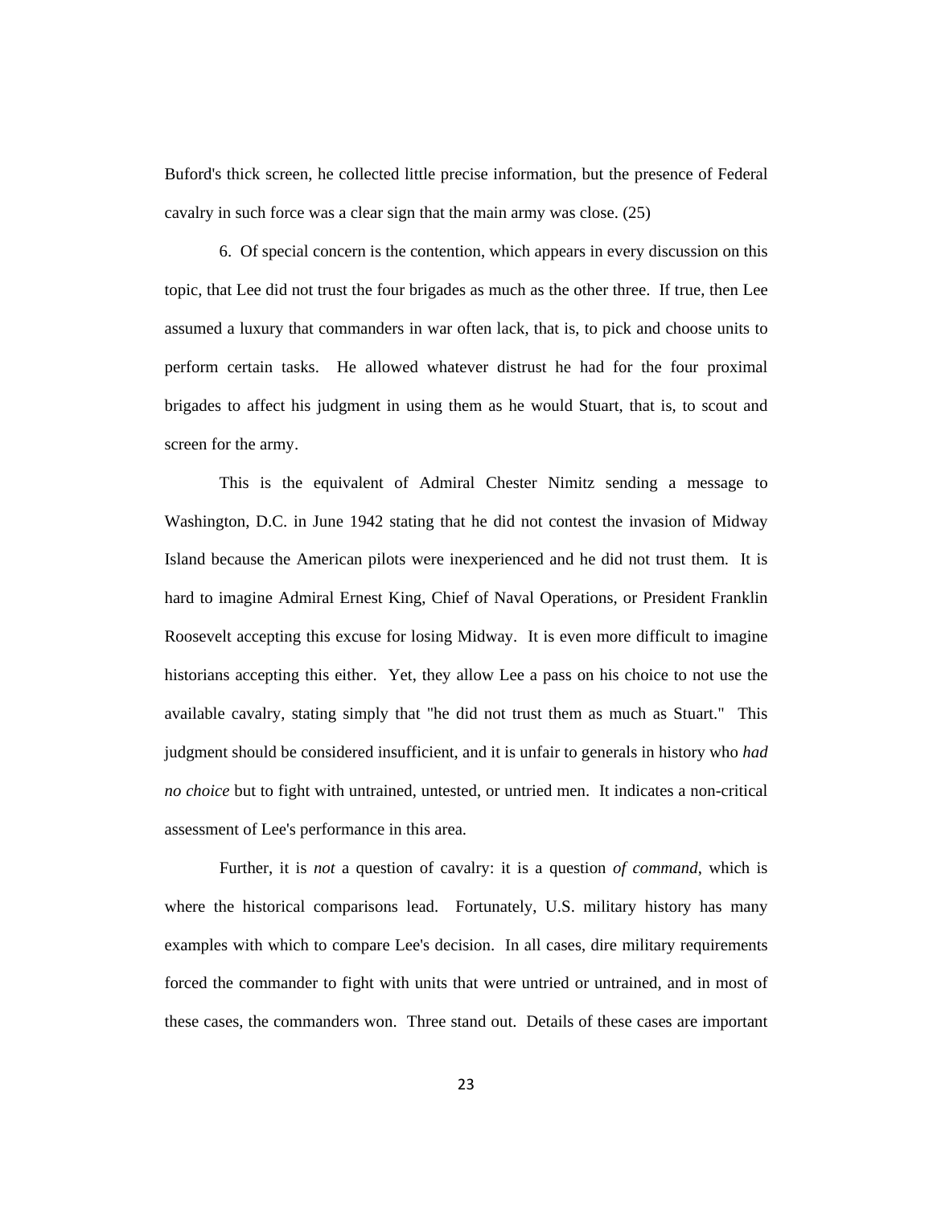Buford's thick screen, he collected little precise information, but the presence of Federal cavalry in such force was a clear sign that the main army was close. (25)

6. Of special concern is the contention, which appears in every discussion on this topic, that Lee did not trust the four brigades as much as the other three. If true, then Lee assumed a luxury that commanders in war often lack, that is, to pick and choose units to perform certain tasks. He allowed whatever distrust he had for the four proximal brigades to affect his judgment in using them as he would Stuart, that is, to scout and screen for the army.

This is the equivalent of Admiral Chester Nimitz sending a message to Washington, D.C. in June 1942 stating that he did not contest the invasion of Midway Island because the American pilots were inexperienced and he did not trust them. It is hard to imagine Admiral Ernest King, Chief of Naval Operations, or President Franklin Roosevelt accepting this excuse for losing Midway. It is even more difficult to imagine historians accepting this either. Yet, they allow Lee a pass on his choice to not use the available cavalry, stating simply that "he did not trust them as much as Stuart." This judgment should be considered insufficient, and it is unfair to generals in history who *had no choice* but to fight with untrained, untested, or untried men. It indicates a non-critical assessment of Lee's performance in this area.

Further, it is *not* a question of cavalry: it is a question *of command*, which is where the historical comparisons lead. Fortunately, U.S. military history has many examples with which to compare Lee's decision. In all cases, dire military requirements forced the commander to fight with units that were untried or untrained, and in most of these cases, the commanders won. Three stand out. Details of these cases are important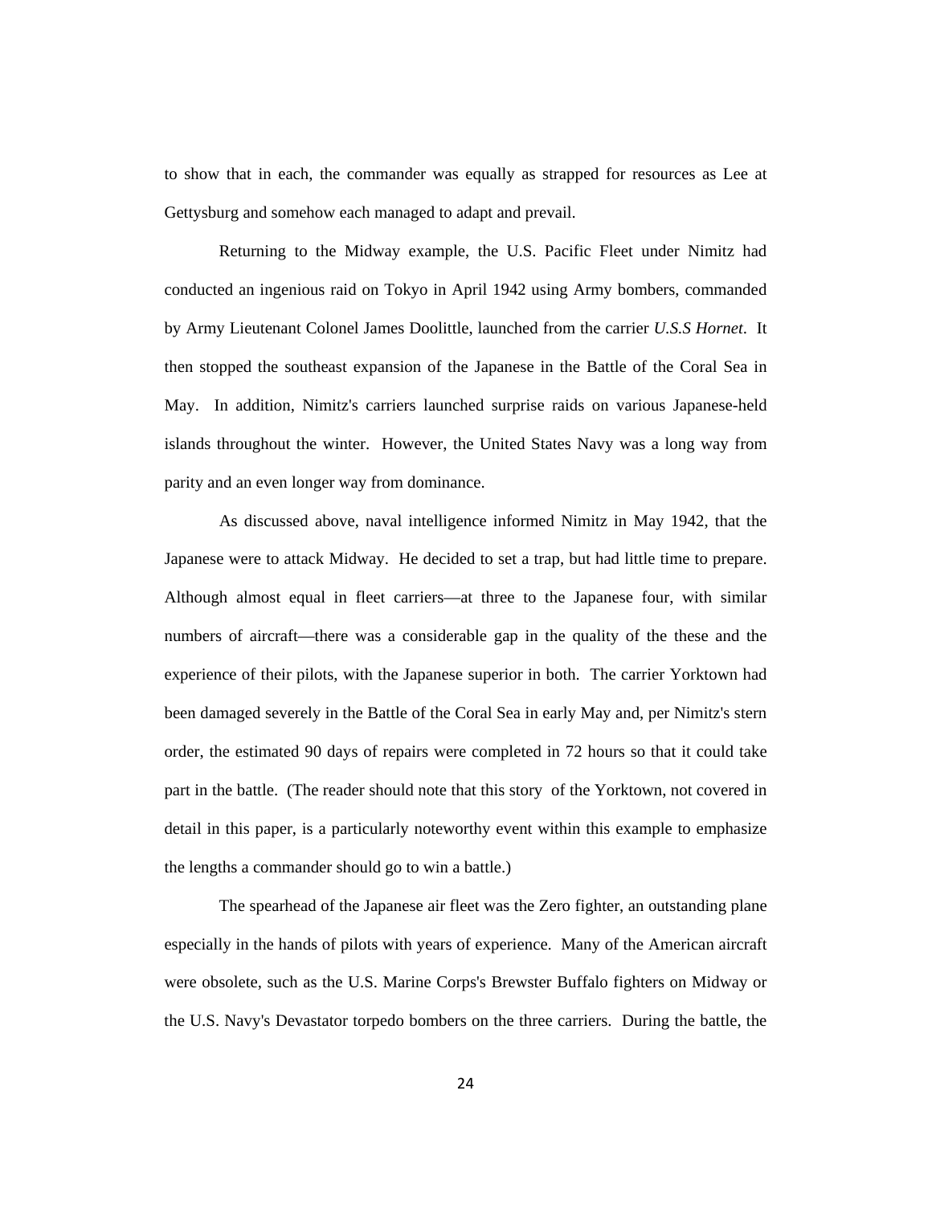to show that in each, the commander was equally as strapped for resources as Lee at Gettysburg and somehow each managed to adapt and prevail.

Returning to the Midway example, the U.S. Pacific Fleet under Nimitz had conducted an ingenious raid on Tokyo in April 1942 using Army bombers, commanded by Army Lieutenant Colonel James Doolittle, launched from the carrier *U.S.S Hornet*. It then stopped the southeast expansion of the Japanese in the Battle of the Coral Sea in May. In addition, Nimitz's carriers launched surprise raids on various Japanese-held islands throughout the winter. However, the United States Navy was a long way from parity and an even longer way from dominance.

As discussed above, naval intelligence informed Nimitz in May 1942, that the Japanese were to attack Midway. He decided to set a trap, but had little time to prepare. Although almost equal in fleet carriers—at three to the Japanese four, with similar numbers of aircraft—there was a considerable gap in the quality of the these and the experience of their pilots, with the Japanese superior in both. The carrier Yorktown had been damaged severely in the Battle of the Coral Sea in early May and, per Nimitz's stern order, the estimated 90 days of repairs were completed in 72 hours so that it could take part in the battle. (The reader should note that this story of the Yorktown, not covered in detail in this paper, is a particularly noteworthy event within this example to emphasize the lengths a commander should go to win a battle.)

The spearhead of the Japanese air fleet was the Zero fighter, an outstanding plane especially in the hands of pilots with years of experience. Many of the American aircraft were obsolete, such as the U.S. Marine Corps's Brewster Buffalo fighters on Midway or the U.S. Navy's Devastator torpedo bombers on the three carriers. During the battle, the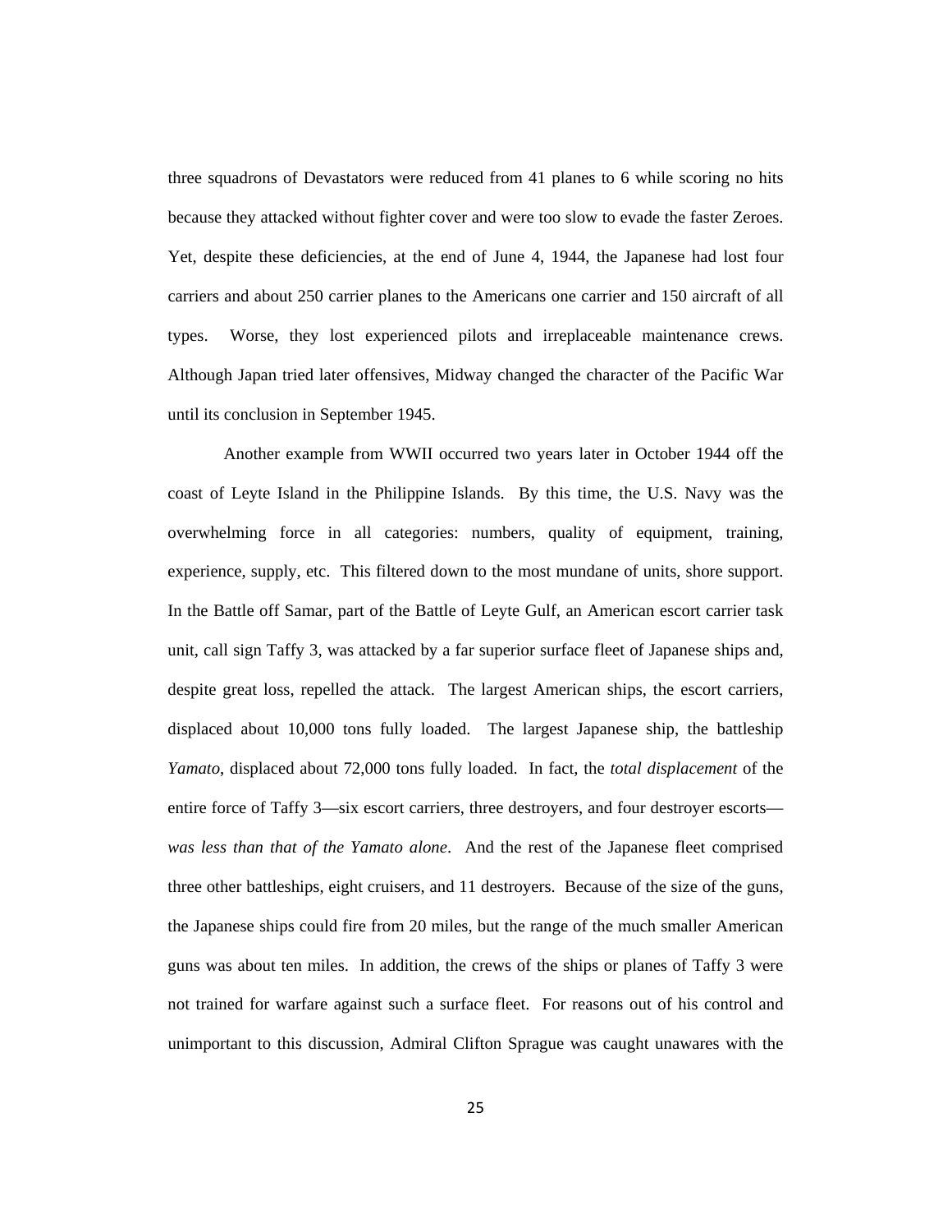three squadrons of Devastators were reduced from 41 planes to 6 while scoring no hits because they attacked without fighter cover and were too slow to evade the faster Zeroes. Yet, despite these deficiencies, at the end of June 4, 1944, the Japanese had lost four carriers and about 250 carrier planes to the Americans one carrier and 150 aircraft of all types. Worse, they lost experienced pilots and irreplaceable maintenance crews. Although Japan tried later offensives, Midway changed the character of the Pacific War until its conclusion in September 1945.

Another example from WWII occurred two years later in October 1944 off the coast of Leyte Island in the Philippine Islands. By this time, the U.S. Navy was the overwhelming force in all categories: numbers, quality of equipment, training, experience, supply, etc. This filtered down to the most mundane of units, shore support. In the Battle off Samar, part of the Battle of Leyte Gulf, an American escort carrier task unit, call sign Taffy 3, was attacked by a far superior surface fleet of Japanese ships and, despite great loss, repelled the attack. The largest American ships, the escort carriers, displaced about 10,000 tons fully loaded. The largest Japanese ship, the battleship *Yamato*, displaced about 72,000 tons fully loaded. In fact, the *total displacement* of the entire force of Taffy 3—six escort carriers, three destroyers, and four destroyer escorts—*was less than that of the Yamato alone*. And the rest of the Japanese fleet comprised three other battleships, eight cruisers, and 11 destroyers. Because of the size of the guns, the Japanese ships could fire from 20 miles, but the range of the much smaller American guns was about ten miles. In addition, the crews of the ships or planes of Taffy 3 were not trained for warfare against such a surface fleet. For reasons out of his control and unimportant to this discussion, Admiral Clifton Sprague was caught unawares with the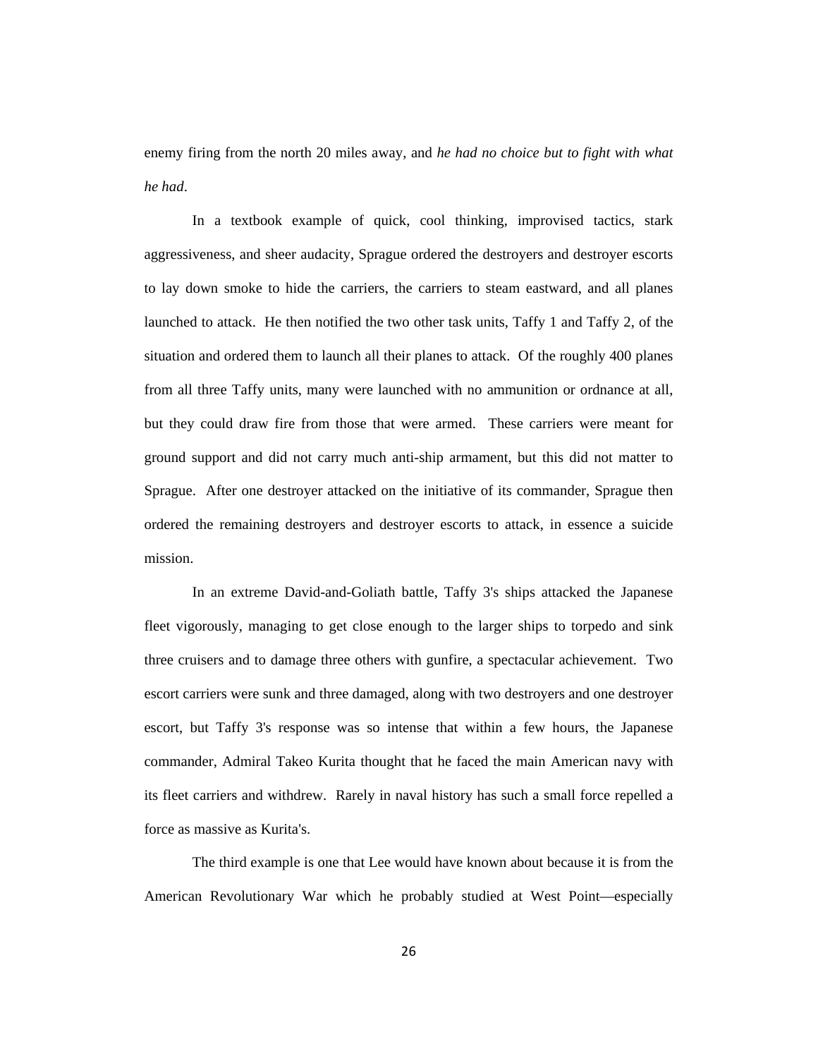enemy firing from the north 20 miles away, and *he had no choice but to fight with what he had*.

In a textbook example of quick, cool thinking, improvised tactics, stark aggressiveness, and sheer audacity, Sprague ordered the destroyers and destroyer escorts to lay down smoke to hide the carriers, the carriers to steam eastward, and all planes launched to attack. He then notified the two other task units, Taffy 1 and Taffy 2, of the situation and ordered them to launch all their planes to attack. Of the roughly 400 planes from all three Taffy units, many were launched with no ammunition or ordnance at all, but they could draw fire from those that were armed. These carriers were meant for ground support and did not carry much anti-ship armament, but this did not matter to Sprague. After one destroyer attacked on the initiative of its commander, Sprague then ordered the remaining destroyers and destroyer escorts to attack, in essence a suicide mission.

In an extreme David-and-Goliath battle, Taffy 3's ships attacked the Japanese fleet vigorously, managing to get close enough to the larger ships to torpedo and sink three cruisers and to damage three others with gunfire, a spectacular achievement. Two escort carriers were sunk and three damaged, along with two destroyers and one destroyer escort, but Taffy 3's response was so intense that within a few hours, the Japanese commander, Admiral Takeo Kurita thought that he faced the main American navy with its fleet carriers and withdrew. Rarely in naval history has such a small force repelled a force as massive as Kurita's.

The third example is one that Lee would have known about because it is from the American Revolutionary War which he probably studied at West Point—especially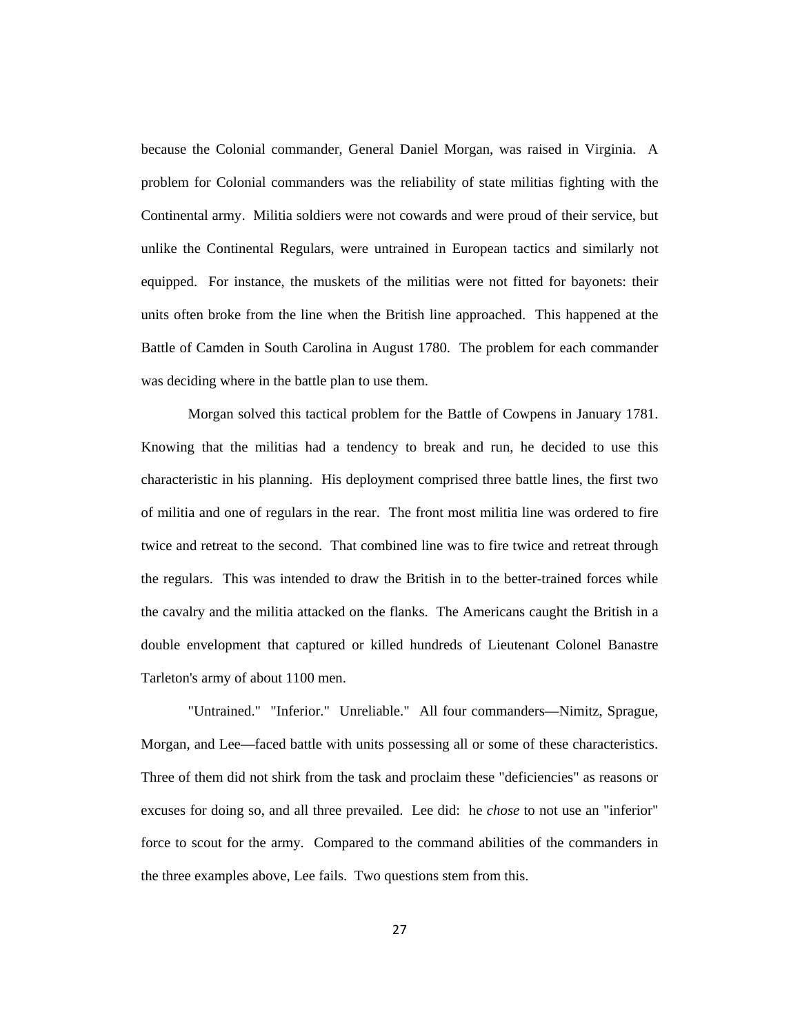because the Colonial commander, General Daniel Morgan, was raised in Virginia. A problem for Colonial commanders was the reliability of state militias fighting with the Continental army. Militia soldiers were not cowards and were proud of their service, but unlike the Continental Regulars, were untrained in European tactics and similarly not equipped. For instance, the muskets of the militias were not fitted for bayonets: their units often broke from the line when the British line approached. This happened at the Battle of Camden in South Carolina in August 1780. The problem for each commander was deciding where in the battle plan to use them.

Morgan solved this tactical problem for the Battle of Cowpens in January 1781. Knowing that the militias had a tendency to break and run, he decided to use this characteristic in his planning. His deployment comprised three battle lines, the first two of militia and one of regulars in the rear. The front most militia line was ordered to fire twice and retreat to the second. That combined line was to fire twice and retreat through the regulars. This was intended to draw the British in to the better-trained forces while the cavalry and the militia attacked on the flanks. The Americans caught the British in a double envelopment that captured or killed hundreds of Lieutenant Colonel Banastre Tarleton's army of about 1100 men.

"Untrained." "Inferior." Unreliable." All four commanders—Nimitz, Sprague, Morgan, and Lee—faced battle with units possessing all or some of these characteristics. Three of them did not shirk from the task and proclaim these "deficiencies" as reasons or excuses for doing so, and all three prevailed. Lee did: he *chose* to not use an "inferior" force to scout for the army. Compared to the command abilities of the commanders in the three examples above, Lee fails. Two questions stem from this.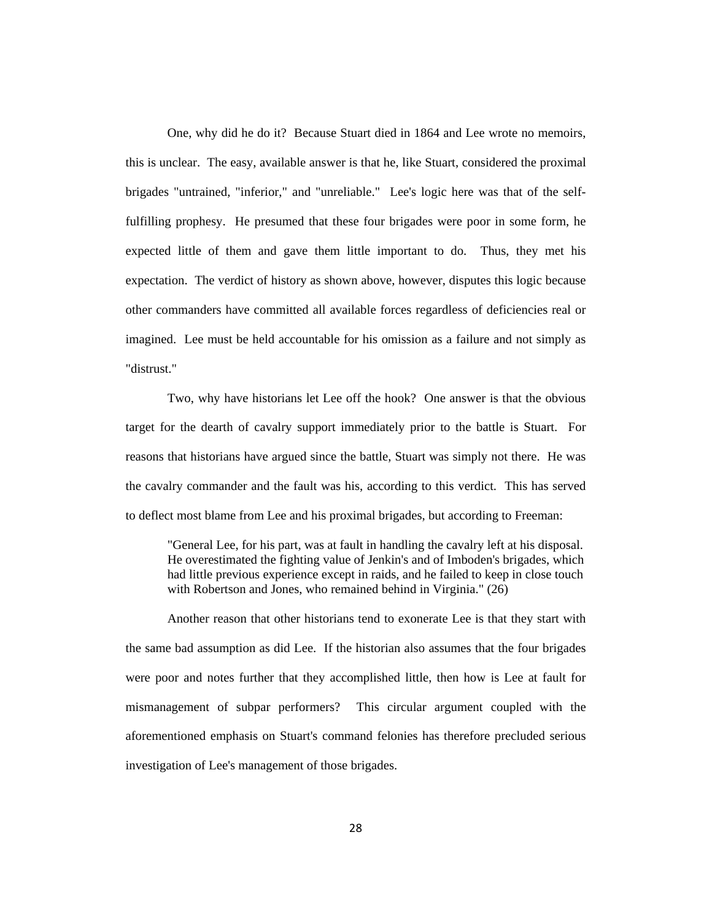One, why did he do it? Because Stuart died in 1864 and Lee wrote no memoirs, this is unclear. The easy, available answer is that he, like Stuart, considered the proximal brigades "untrained, "inferior," and "unreliable." Lee's logic here was that of the self-fulfilling prophesy. He presumed that these four brigades were poor in some form, he expected little of them and gave them little important to do. Thus, they met his expectation. The verdict of history as shown above, however, disputes this logic because other commanders have committed all available forces regardless of deficiencies real or imagined. Lee must be held accountable for his omission as a failure and not simply as "distrust."

Two, why have historians let Lee off the hook? One answer is that the obvious target for the dearth of cavalry support immediately prior to the battle is Stuart. For reasons that historians have argued since the battle, Stuart was simply not there. He was the cavalry commander and the fault was his, according to this verdict. This has served to deflect most blame from Lee and his proximal brigades, but according to Freeman:

> "General Lee, for his part, was at fault in handling the cavalry left at his disposal. He overestimated the fighting value of Jenkin's and of Imboden's brigades, which had little previous experience except in raids, and he failed to keep in close touch with Robertson and Jones, who remained behind in Virginia." (26)

Another reason that other historians tend to exonerate Lee is that they start with the same bad assumption as did Lee. If the historian also assumes that the four brigades were poor and notes further that they accomplished little, then how is Lee at fault for mismanagement of subpar performers? This circular argument coupled with the aforementioned emphasis on Stuart's command felonies has therefore precluded serious investigation of Lee's management of those brigades.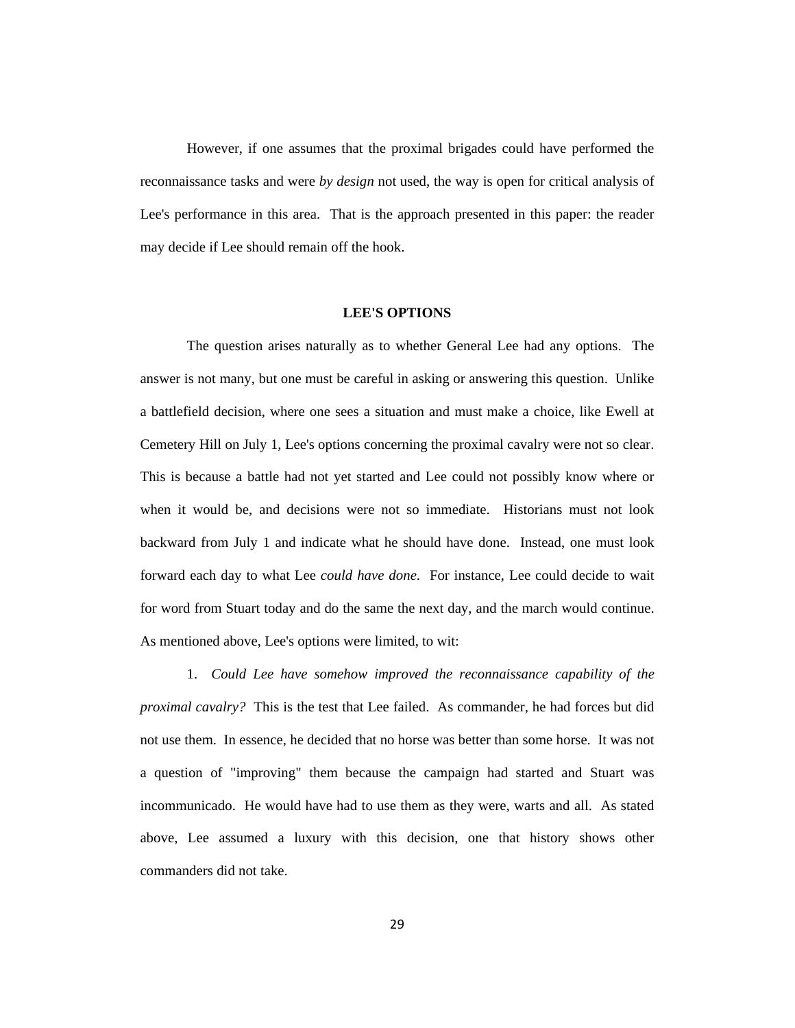However, if one assumes that the proximal brigades could have performed the reconnaissance tasks and were *by design* not used, the way is open for critical analysis of Lee's performance in this area. That is the approach presented in this paper: the reader may decide if Lee should remain off the hook.

## LEE'S OPTIONS

The question arises naturally as to whether General Lee had any options. The answer is not many, but one must be careful in asking or answering this question. Unlike a battlefield decision, where one sees a situation and must make a choice, like Ewell at Cemetery Hill on July 1, Lee's options concerning the proximal cavalry were not so clear. This is because a battle had not yet started and Lee could not possibly know where or when it would be, and decisions were not so immediate. Historians must not look backward from July 1 and indicate what he should have done. Instead, one must look forward each day to what Lee *could have done*. For instance, Lee could decide to wait for word from Stuart today and do the same the next day, and the march would continue. As mentioned above, Lee's options were limited, to wit:

1. *Could Lee have somehow improved the reconnaissance capability of the proximal cavalry?* This is the test that Lee failed. As commander, he had forces but did not use them. In essence, he decided that no horse was better than some horse. It was not a question of "improving" them because the campaign had started and Stuart was incommunicado. He would have had to use them as they were, warts and all. As stated above, Lee assumed a luxury with this decision, one that history shows other commanders did not take.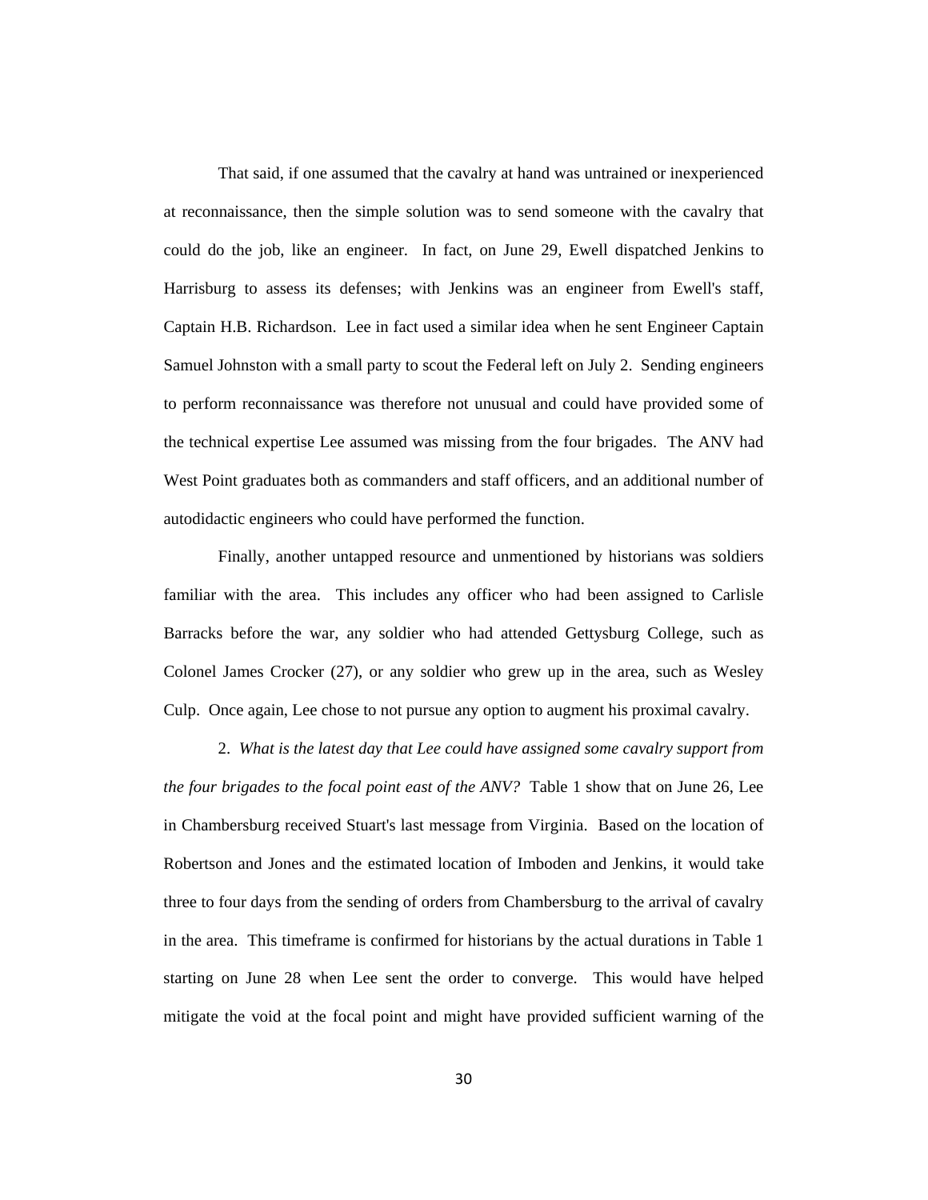That said, if one assumed that the cavalry at hand was untrained or inexperienced at reconnaissance, then the simple solution was to send someone with the cavalry that could do the job, like an engineer. In fact, on June 29, Ewell dispatched Jenkins to Harrisburg to assess its defenses; with Jenkins was an engineer from Ewell's staff, Captain H.B. Richardson. Lee in fact used a similar idea when he sent Engineer Captain Samuel Johnston with a small party to scout the Federal left on July 2. Sending engineers to perform reconnaissance was therefore not unusual and could have provided some of the technical expertise Lee assumed was missing from the four brigades. The ANV had West Point graduates both as commanders and staff officers, and an additional number of autodidactic engineers who could have performed the function.

Finally, another untapped resource and unmentioned by historians was soldiers familiar with the area. This includes any officer who had been assigned to Carlisle Barracks before the war, any soldier who had attended Gettysburg College, such as Colonel James Crocker (27), or any soldier who grew up in the area, such as Wesley Culp. Once again, Lee chose to not pursue any option to augment his proximal cavalry.

2. *What is the latest day that Lee could have assigned some cavalry support from the four brigades to the focal point east of the ANV?* Table 1 show that on June 26, Lee in Chambersburg received Stuart's last message from Virginia. Based on the location of Robertson and Jones and the estimated location of Imboden and Jenkins, it would take three to four days from the sending of orders from Chambersburg to the arrival of cavalry in the area. This timeframe is confirmed for historians by the actual durations in Table 1 starting on June 28 when Lee sent the order to converge. This would have helped mitigate the void at the focal point and might have provided sufficient warning of the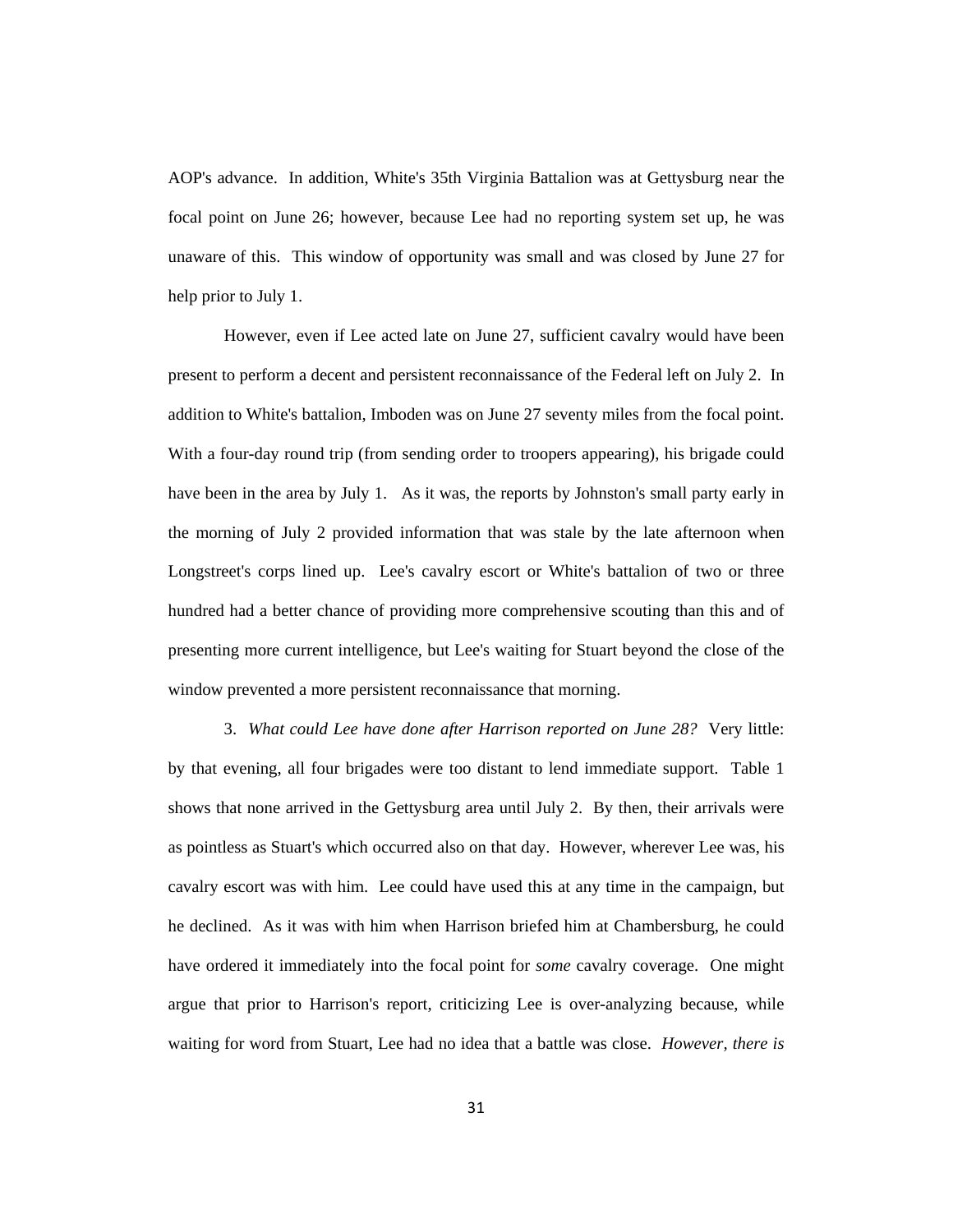AOP's advance. In addition, White's 35th Virginia Battalion was at Gettysburg near the focal point on June 26; however, because Lee had no reporting system set up, he was unaware of this. This window of opportunity was small and was closed by June 27 for help prior to July 1.

However, even if Lee acted late on June 27, sufficient cavalry would have been present to perform a decent and persistent reconnaissance of the Federal left on July 2. In addition to White's battalion, Imboden was on June 27 seventy miles from the focal point. With a four-day round trip (from sending order to troopers appearing), his brigade could have been in the area by July 1. As it was, the reports by Johnston's small party early in the morning of July 2 provided information that was stale by the late afternoon when Longstreet's corps lined up. Lee's cavalry escort or White's battalion of two or three hundred had a better chance of providing more comprehensive scouting than this and of presenting more current intelligence, but Lee's waiting for Stuart beyond the close of the window prevented a more persistent reconnaissance that morning.

3. *What could Lee have done after Harrison reported on June 28?* Very little: by that evening, all four brigades were too distant to lend immediate support. Table 1 shows that none arrived in the Gettysburg area until July 2. By then, their arrivals were as pointless as Stuart's which occurred also on that day. However, wherever Lee was, his cavalry escort was with him. Lee could have used this at any time in the campaign, but he declined. As it was with him when Harrison briefed him at Chambersburg, he could have ordered it immediately into the focal point for *some* cavalry coverage. One might argue that prior to Harrison's report, criticizing Lee is over-analyzing because, while waiting for word from Stuart, Lee had no idea that a battle was close. *However, there is*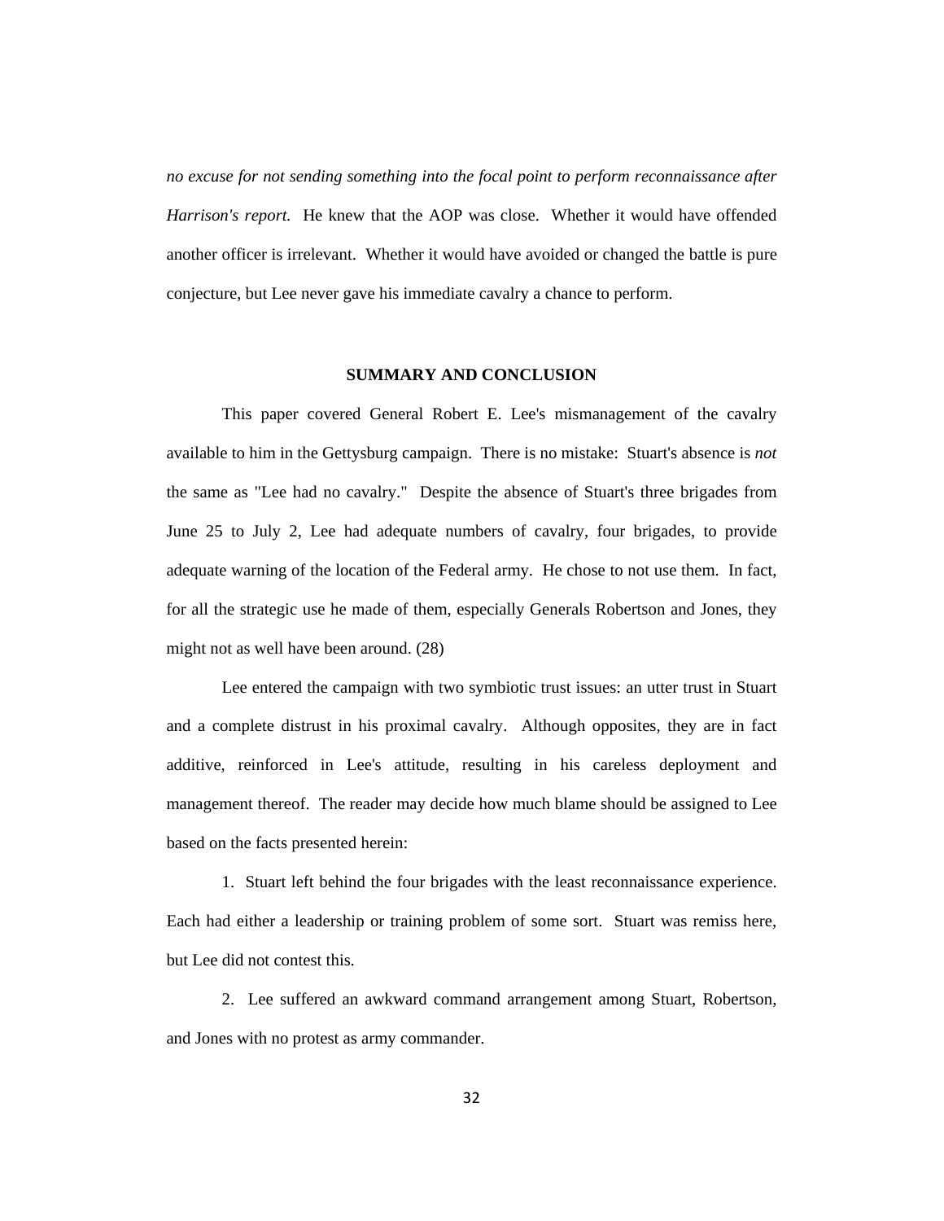*no excuse for not sending something into the focal point to perform reconnaissance after Harrison's report.* He knew that the AOP was close. Whether it would have offended another officer is irrelevant. Whether it would have avoided or changed the battle is pure conjecture, but Lee never gave his immediate cavalry a chance to perform.

## SUMMARY AND CONCLUSION

This paper covered General Robert E. Lee's mismanagement of the cavalry available to him in the Gettysburg campaign. There is no mistake: Stuart's absence is *not* the same as "Lee had no cavalry." Despite the absence of Stuart's three brigades from June 25 to July 2, Lee had adequate numbers of cavalry, four brigades, to provide adequate warning of the location of the Federal army. He chose to not use them. In fact, for all the strategic use he made of them, especially Generals Robertson and Jones, they might not as well have been around. (28)

Lee entered the campaign with two symbiotic trust issues: an utter trust in Stuart and a complete distrust in his proximal cavalry. Although opposites, they are in fact additive, reinforced in Lee's attitude, resulting in his careless deployment and management thereof. The reader may decide how much blame should be assigned to Lee based on the facts presented herein:

1. Stuart left behind the four brigades with the least reconnaissance experience. Each had either a leadership or training problem of some sort. Stuart was remiss here, but Lee did not contest this.

2. Lee suffered an awkward command arrangement among Stuart, Robertson, and Jones with no protest as army commander.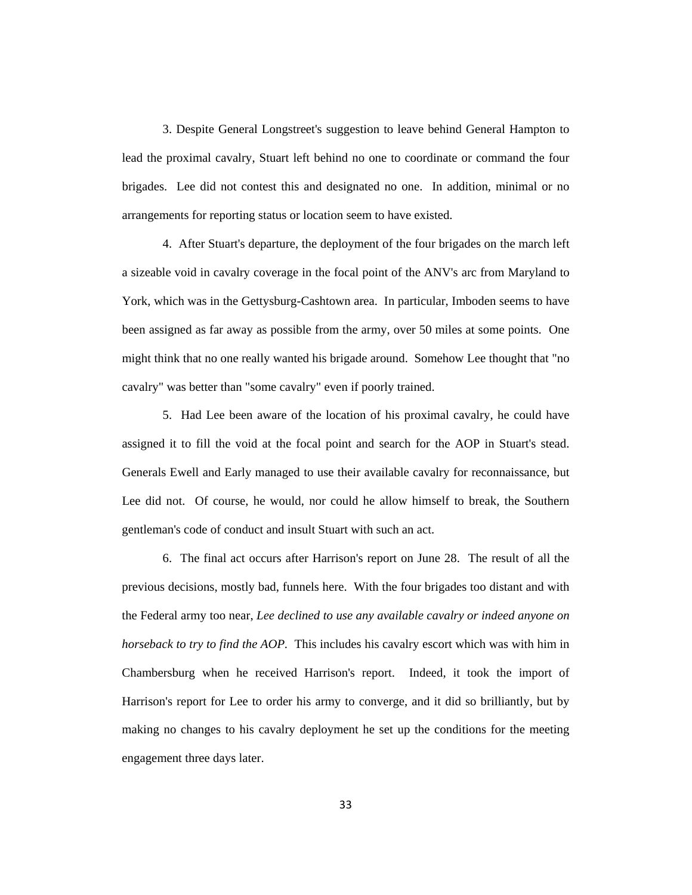3. Despite General Longstreet's suggestion to leave behind General Hampton to lead the proximal cavalry, Stuart left behind no one to coordinate or command the four brigades. Lee did not contest this and designated no one. In addition, minimal or no arrangements for reporting status or location seem to have existed.

4. After Stuart's departure, the deployment of the four brigades on the march left a sizeable void in cavalry coverage in the focal point of the ANV's arc from Maryland to York, which was in the Gettysburg-Cashtown area. In particular, Imboden seems to have been assigned as far away as possible from the army, over 50 miles at some points. One might think that no one really wanted his brigade around. Somehow Lee thought that "no cavalry" was better than "some cavalry" even if poorly trained.

5. Had Lee been aware of the location of his proximal cavalry, he could have assigned it to fill the void at the focal point and search for the AOP in Stuart's stead. Generals Ewell and Early managed to use their available cavalry for reconnaissance, but Lee did not. Of course, he would, nor could he allow himself to break, the Southern gentleman's code of conduct and insult Stuart with such an act.

6. The final act occurs after Harrison's report on June 28. The result of all the previous decisions, mostly bad, funnels here. With the four brigades too distant and with the Federal army too near, *Lee declined to use any available cavalry or indeed anyone on horseback to try to find the AOP.* This includes his cavalry escort which was with him in Chambersburg when he received Harrison's report. Indeed, it took the import of Harrison's report for Lee to order his army to converge, and it did so brilliantly, but by making no changes to his cavalry deployment he set up the conditions for the meeting engagement three days later.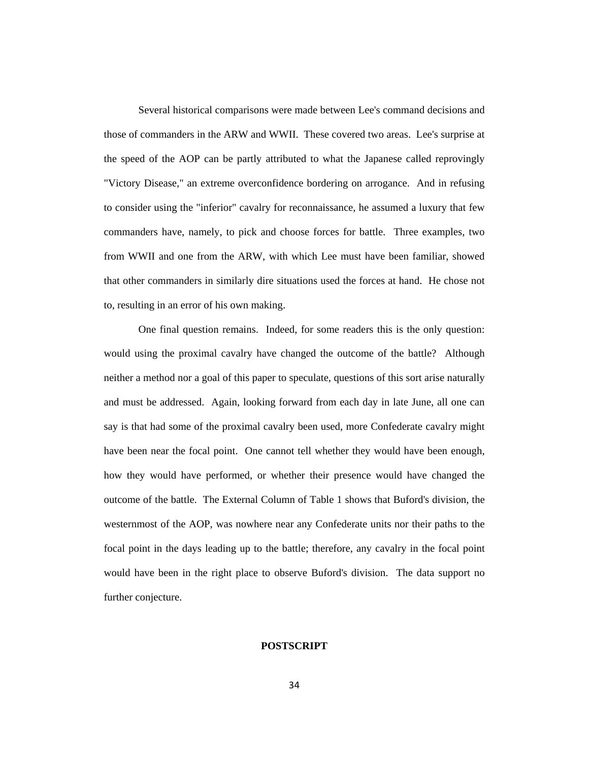Several historical comparisons were made between Lee's command decisions and those of commanders in the ARW and WWII. These covered two areas. Lee's surprise at the speed of the AOP can be partly attributed to what the Japanese called reprovingly "Victory Disease," an extreme overconfidence bordering on arrogance. And in refusing to consider using the "inferior" cavalry for reconnaissance, he assumed a luxury that few commanders have, namely, to pick and choose forces for battle. Three examples, two from WWII and one from the ARW, with which Lee must have been familiar, showed that other commanders in similarly dire situations used the forces at hand. He chose not to, resulting in an error of his own making.

One final question remains. Indeed, for some readers this is the only question: would using the proximal cavalry have changed the outcome of the battle? Although neither a method nor a goal of this paper to speculate, questions of this sort arise naturally and must be addressed. Again, looking forward from each day in late June, all one can say is that had some of the proximal cavalry been used, more Confederate cavalry might have been near the focal point. One cannot tell whether they would have been enough, how they would have performed, or whether their presence would have changed the outcome of the battle. The External Column of Table 1 shows that Buford's division, the westernmost of the AOP, was nowhere near any Confederate units nor their paths to the focal point in the days leading up to the battle; therefore, any cavalry in the focal point would have been in the right place to observe Buford's division. The data support no further conjecture.

## POSTSCRIPT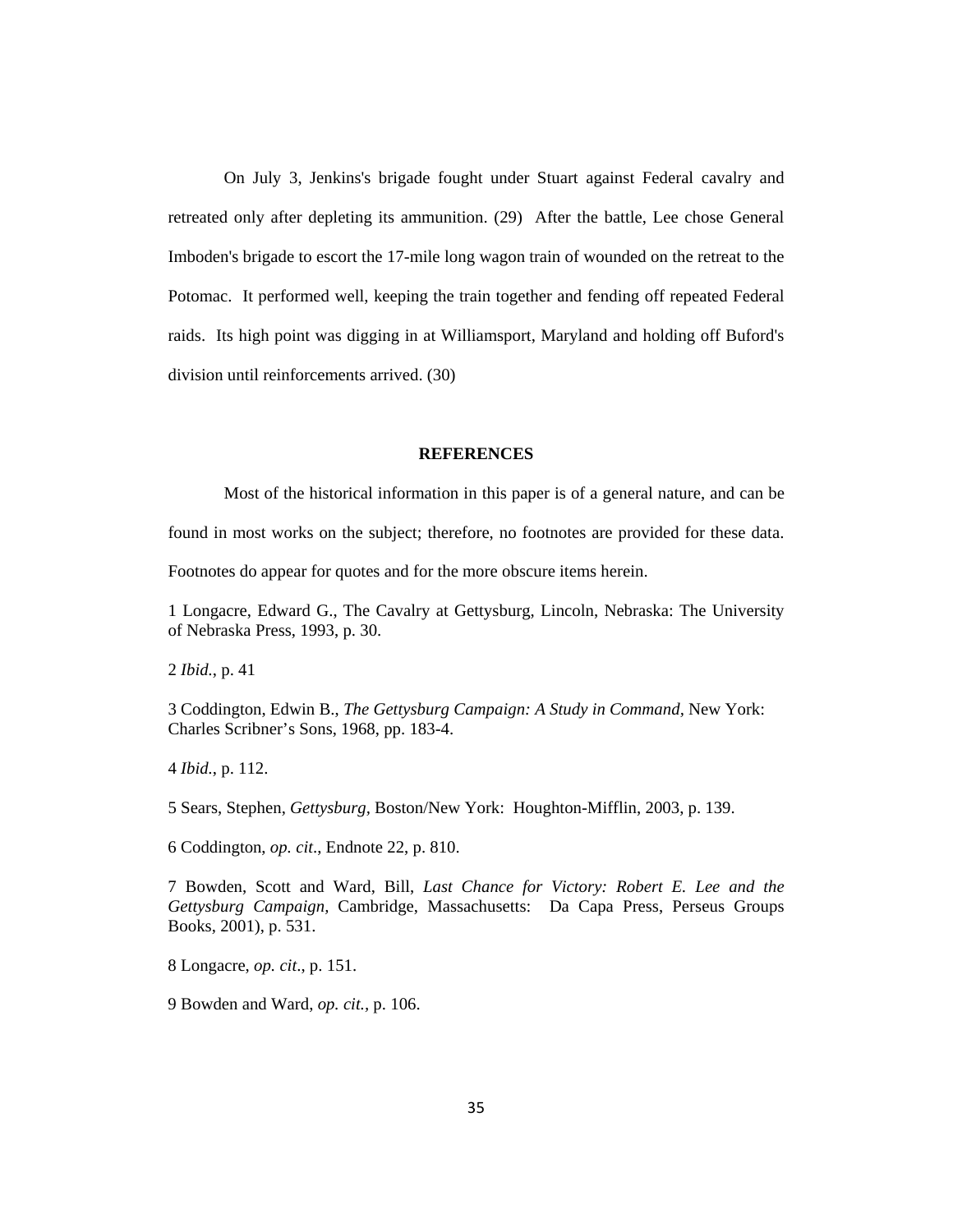On July 3, Jenkins's brigade fought under Stuart against Federal cavalry and retreated only after depleting its ammunition. (29) After the battle, Lee chose General Imboden's brigade to escort the 17-mile long wagon train of wounded on the retreat to the Potomac. It performed well, keeping the train together and fending off repeated Federal raids. Its high point was digging in at Williamsport, Maryland and holding off Buford's division until reinforcements arrived. (30)

## REFERENCES

Most of the historical information in this paper is of a general nature, and can be found in most works on the subject; therefore, no footnotes are provided for these data. Footnotes do appear for quotes and for the more obscure items herein.

1 Longacre, Edward G., The Cavalry at Gettysburg, Lincoln, Nebraska: The University of Nebraska Press, 1993, p. 30.

2 *Ibid.*, p. 41

3 Coddington, Edwin B., *The Gettysburg Campaign: A Study in Command,* New York: Charles Scribner's Sons, 1968, pp. 183-4.

4 *Ibid*., p. 112.

5 Sears, Stephen, *Gettysburg,* Boston/New York: Houghton-Mifflin, 2003, p. 139.

6 Coddington, *op. cit*., Endnote 22, p. 810.

7 Bowden, Scott and Ward, Bill, *Last Chance for Victory: Robert E. Lee and the Gettysburg Campaign,* Cambridge, Massachusetts: Da Capa Press, Perseus Groups Books, 2001), p. 531.

8 Longacre, *op. cit*., p. 151.

9 Bowden and Ward, *op. cit.*, p. 106.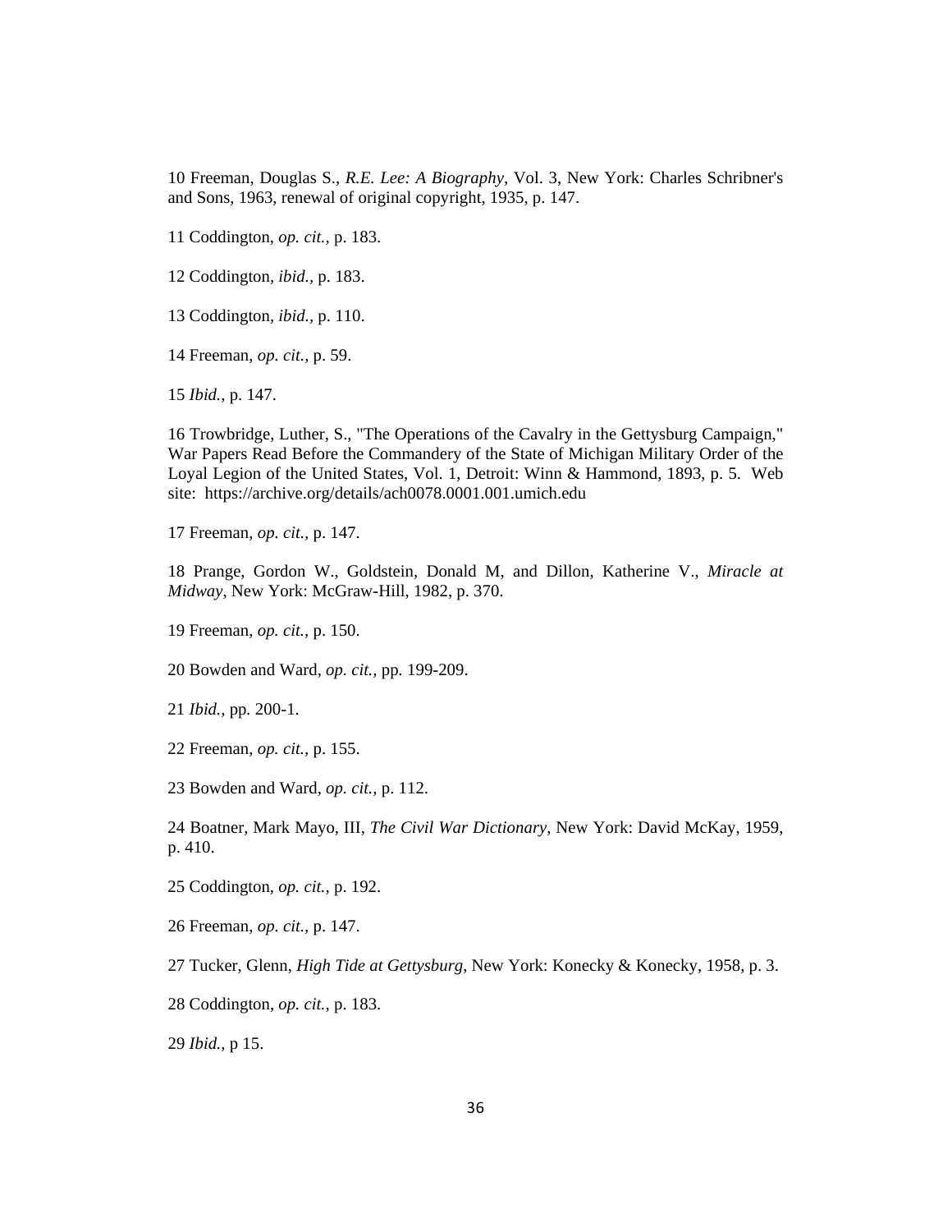10 Freeman, Douglas S., *R.E. Lee: A Biography*, Vol. 3, New York: Charles Schribner's and Sons, 1963, renewal of original copyright, 1935, p. 147.

11 Coddington, *op. cit.,* p. 183.

12 Coddington, *ibid.,* p. 183.

13 Coddington, *ibid.,* p. 110.

14 Freeman, *op. cit.,* p. 59.

15 *Ibid.,* p. 147.

16 Trowbridge, Luther, S., "The Operations of the Cavalry in the Gettysburg Campaign," War Papers Read Before the Commandery of the State of Michigan Military Order of the Loyal Legion of the United States, Vol. 1, Detroit: Winn & Hammond, 1893, p. 5. Web site: https://archive.org/details/ach0078.0001.001.umich.edu

17 Freeman, *op. cit.,* p. 147.

18 Prange, Gordon W., Goldstein, Donald M, and Dillon, Katherine V., *Miracle at Midway*, New York: McGraw-Hill, 1982, p. 370.

19 Freeman, *op. cit.,* p. 150.

20 Bowden and Ward, *op. cit.,* pp. 199-209.

21 *Ibid.,* pp. 200-1.

22 Freeman, *op. cit.*, p. 155.

23 Bowden and Ward, *op. cit.,* p. 112.

24 Boatner, Mark Mayo, III, *The Civil War Dictionary*, New York: David McKay, 1959, p. 410.

25 Coddington, *op. cit.,* p. 192.

26 Freeman, *op. cit.,* p. 147.

27 Tucker, Glenn, *High Tide at Gettysburg*, New York: Konecky & Konecky, 1958, p. 3.

28 Coddington, *op. cit.,* p. 183.

29 *Ibid.,* p 15.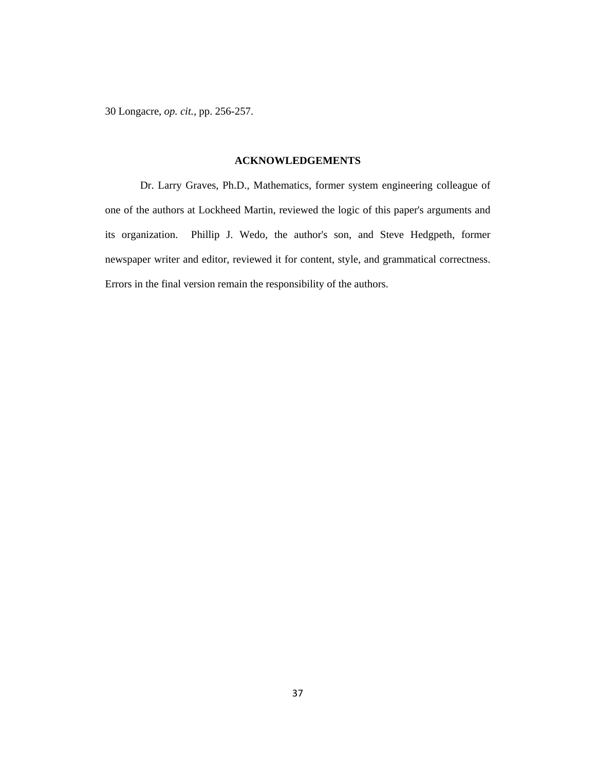30 Longacre, *op. cit.*, pp. 256-257.

## ACKNOWLEDGEMENTS

Dr. Larry Graves, Ph.D., Mathematics, former system engineering colleague of one of the authors at Lockheed Martin, reviewed the logic of this paper's arguments and its organization. Phillip J. Wedo, the author's son, and Steve Hedgpeth, former newspaper writer and editor, reviewed it for content, style, and grammatical correctness. Errors in the final version remain the responsibility of the authors.